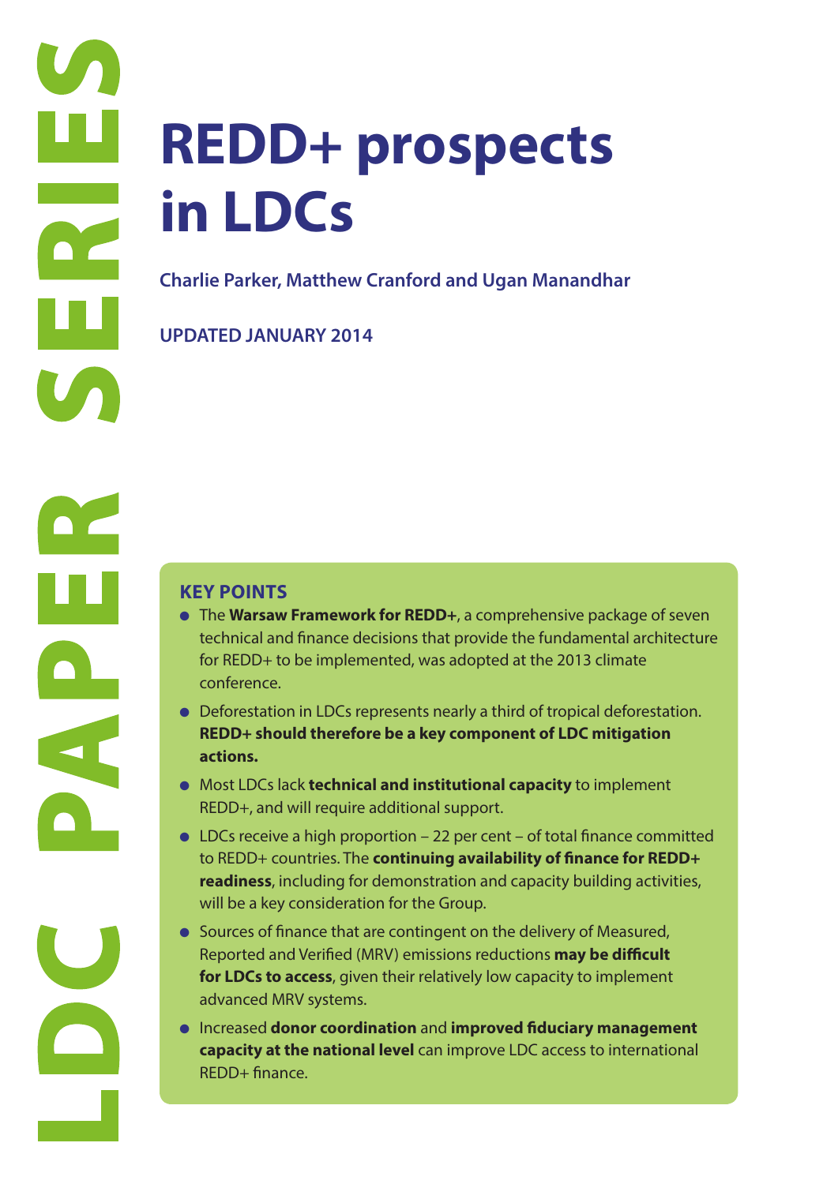LDC PAPER SERIES

# REDD+ prospects in LDCs

**Charlie Parker, Matthew Cranford and Ugan Manandhar**

**UPDATED JANUARY 2014**

## KEY POINTS

- The **Warsaw Framework for REDD+**, a comprehensive package of seven technical and finance decisions that provide the fundamental architecture for REDD+ to be implemented, was adopted at the 2013 climate conference.
- Deforestation in LDCs represents nearly a third of tropical deforestation. **REDD+ should therefore be a key component of LDC mitigation actions.**
- Most LDCs lack **technical and institutional capacity** to implement REDD+, and will require additional support.
- LDCs receive a high proportion – 22 per cent – of total finance committed to REDD+ countries. The **continuing availability of finance for REDD+ readiness**, including for demonstration and capacity building activities, will be a key consideration for the Group.
- Sources of finance that are contingent on the delivery of Measured, Reported and Verified (MRV) emissions reductions **may be difficult for LDCs to access**, given their relatively low capacity to implement advanced MRV systems.
- Increased **donor coordination** and **improved fiduciary management capacity at the national level** can improve LDC access to international REDD+ finance.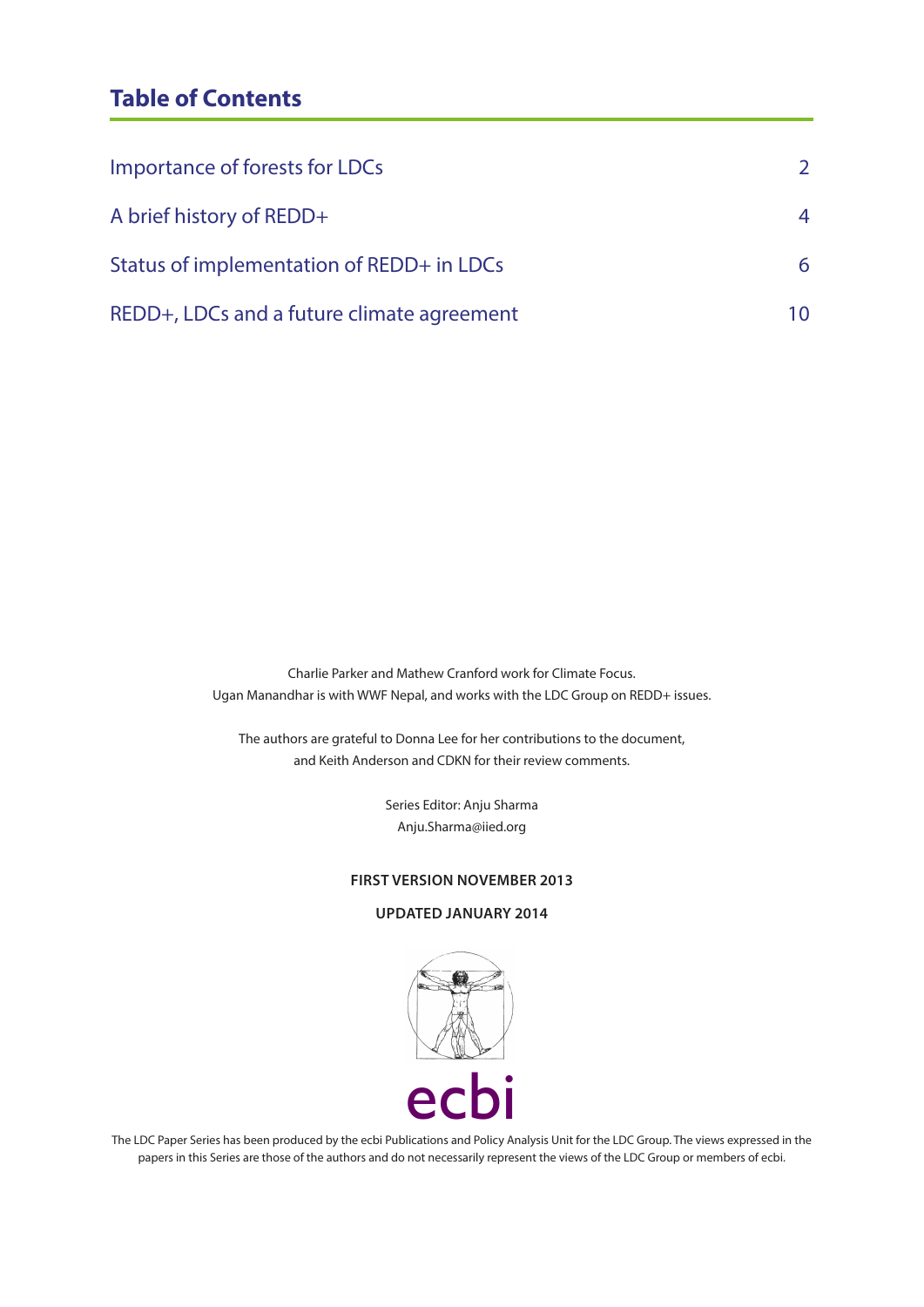## Table of Contents

| | |
|---|---|
| Importance of forests for LDCs | 2 |
| A brief history of REDD+ | 4 |
| Status of implementation of REDD+ in LDCs | 6 |
| REDD+, LDCs and a future climate agreement | 10 |

Charlie Parker and Mathew Cranford work for Climate Focus.
Ugan Manandhar is with WWF Nepal, and works with the LDC Group on REDD+ issues.

The authors are grateful to Donna Lee for her contributions to the document, and Keith Anderson and CDKN for their review comments.

Series Editor: Anju Sharma
Anju.Sharma@iied.org

**FIRST VERSION NOVEMBER 2013**

**UPDATED JANUARY 2014**

ecbi

The LDC Paper Series has been produced by the ecbi Publications and Policy Analysis Unit for the LDC Group. The views expressed in the papers in this Series are those of the authors and do not necessarily represent the views of the LDC Group or members of ecbi.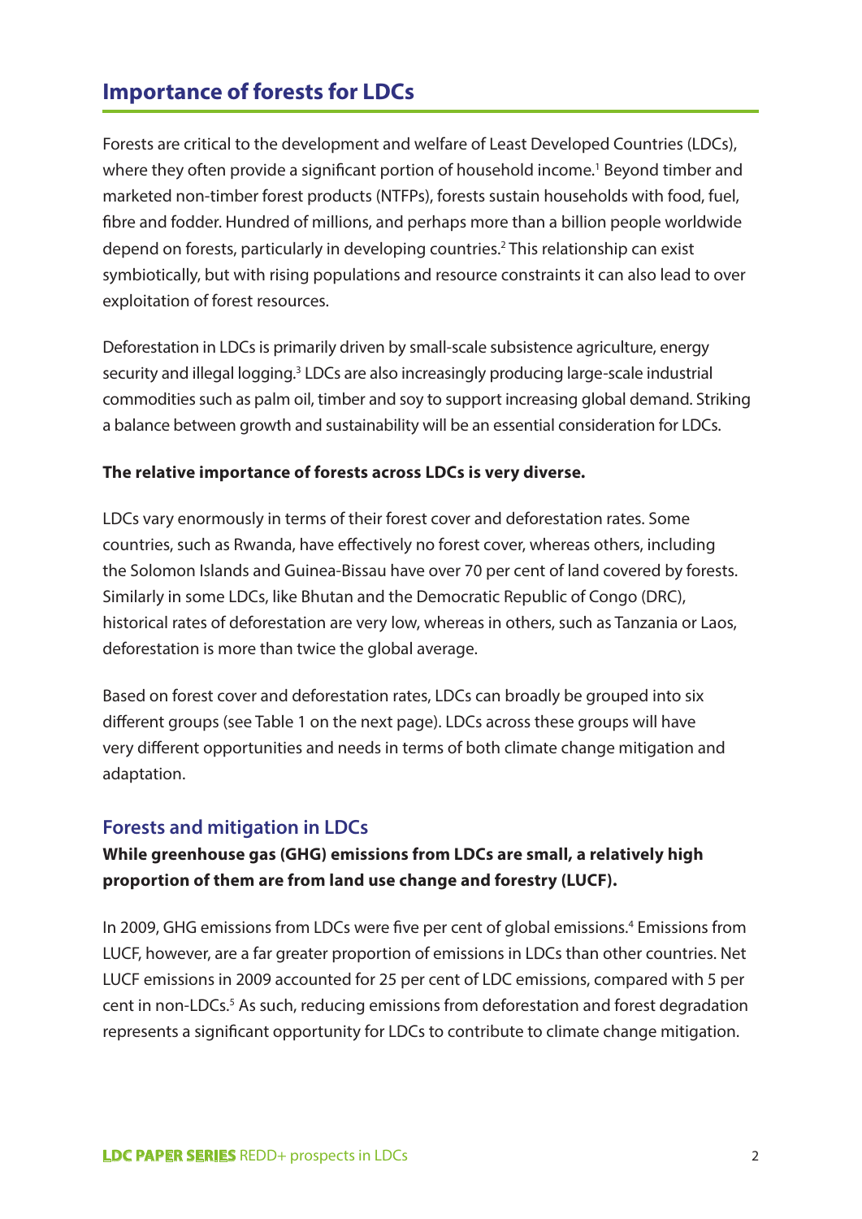## Importance of forests for LDCs

Forests are critical to the development and welfare of Least Developed Countries (LDCs), where they often provide a significant portion of household income.[1] Beyond timber and marketed non-timber forest products (NTFPs), forests sustain households with food, fuel, fibre and fodder. Hundred of millions, and perhaps more than a billion people worldwide depend on forests, particularly in developing countries.[2] This relationship can exist symbiotically, but with rising populations and resource constraints it can also lead to over exploitation of forest resources.

Deforestation in LDCs is primarily driven by small-scale subsistence agriculture, energy security and illegal logging.[3] LDCs are also increasingly producing large-scale industrial commodities such as palm oil, timber and soy to support increasing global demand. Striking a balance between growth and sustainability will be an essential consideration for LDCs.

**The relative importance of forests across LDCs is very diverse.**

LDCs vary enormously in terms of their forest cover and deforestation rates. Some countries, such as Rwanda, have effectively no forest cover, whereas others, including the Solomon Islands and Guinea-Bissau have over 70 per cent of land covered by forests. Similarly in some LDCs, like Bhutan and the Democratic Republic of Congo (DRC), historical rates of deforestation are very low, whereas in others, such as Tanzania or Laos, deforestation is more than twice the global average.

Based on forest cover and deforestation rates, LDCs can broadly be grouped into six different groups (see Table 1 on the next page). LDCs across these groups will have very different opportunities and needs in terms of both climate change mitigation and adaptation.

### Forests and mitigation in LDCs

**While greenhouse gas (GHG) emissions from LDCs are small, a relatively high proportion of them are from land use change and forestry (LUCF).**

In 2009, GHG emissions from LDCs were five per cent of global emissions.[4] Emissions from LUCF, however, are a far greater proportion of emissions in LDCs than other countries. Net LUCF emissions in 2009 accounted for 25 per cent of LDC emissions, compared with 5 per cent in non-LDCs.[5] As such, reducing emissions from deforestation and forest degradation represents a significant opportunity for LDCs to contribute to climate change mitigation.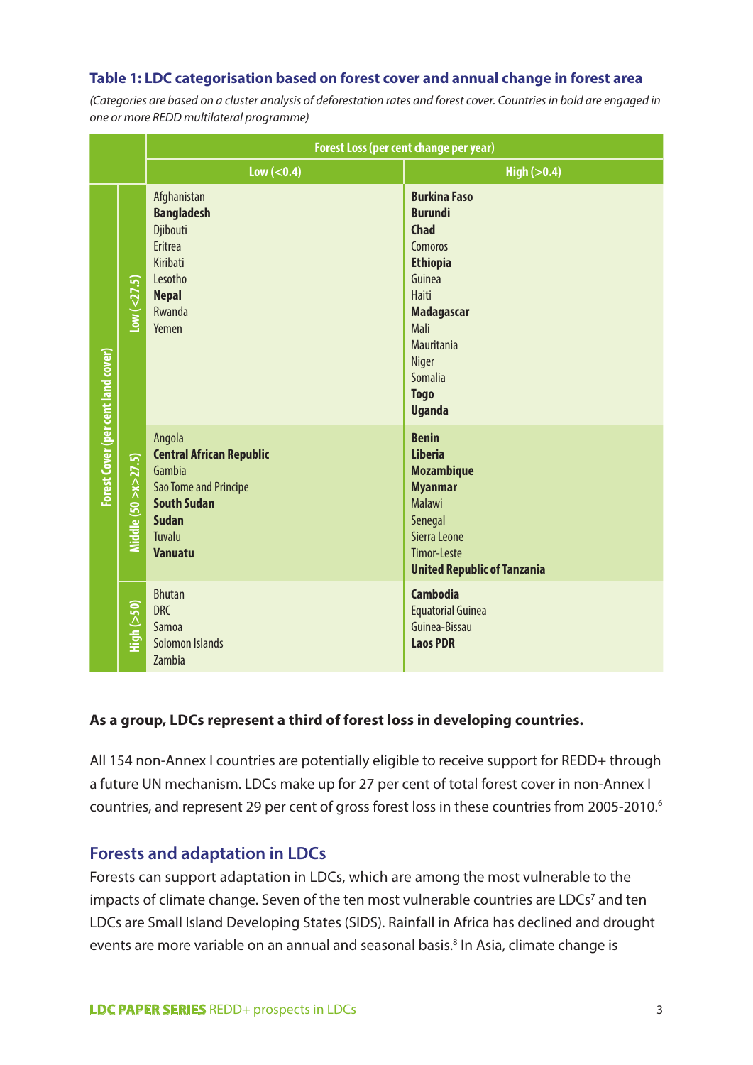### Table 1: LDC categorisation based on forest cover and annual change in forest area

*(Categories are based on a cluster analysis of deforestation rates and forest cover. Countries in bold are engaged in one or more REDD multilateral programme)*

| Forest Cover (per cent land cover) | Forest Loss (per cent change per year): Low (<0.4) | Forest Loss (per cent change per year): High (>0.4) |
|---|---|---|
| Low (<27.5) | Afghanistan<br>**Bangladesh**<br>Djibouti<br>Eritrea<br>Kiribati<br>Lesotho<br>**Nepal**<br>Rwanda<br>Yemen | **Burkina Faso**<br>**Burundi**<br>**Chad**<br>Comoros<br>**Ethiopia**<br>Guinea<br>Haiti<br>**Madagascar**<br>Mali<br>Mauritania<br>Niger<br>Somalia<br>**Togo**<br>**Uganda** |
| Middle (50 >x>27.5) | Angola<br>**Central African Republic**<br>Gambia<br>Sao Tome and Principe<br>**South Sudan**<br>**Sudan**<br>Tuvalu<br>**Vanuatu** | **Benin**<br>**Liberia**<br>**Mozambique**<br>**Myanmar**<br>Malawi<br>Senegal<br>Sierra Leone<br>Timor-Leste<br>**United Republic of Tanzania** |
| High (>50) | Bhutan<br>DRC<br>Samoa<br>Solomon Islands<br>Zambia | **Cambodia**<br>Equatorial Guinea<br>Guinea-Bissau<br>**Laos PDR** |

**As a group, LDCs represent a third of forest loss in developing countries.**

All 154 non-Annex I countries are potentially eligible to receive support for REDD+ through a future UN mechanism. LDCs make up for 27 per cent of total forest cover in non-Annex I countries, and represent 29 per cent of gross forest loss in these countries from 2005-2010.[6]

## Forests and adaptation in LDCs

Forests can support adaptation in LDCs, which are among the most vulnerable to the impacts of climate change. Seven of the ten most vulnerable countries are LDCs[7] and ten LDCs are Small Island Developing States (SIDS). Rainfall in Africa has declined and drought events are more variable on an annual and seasonal basis.[8] In Asia, climate change is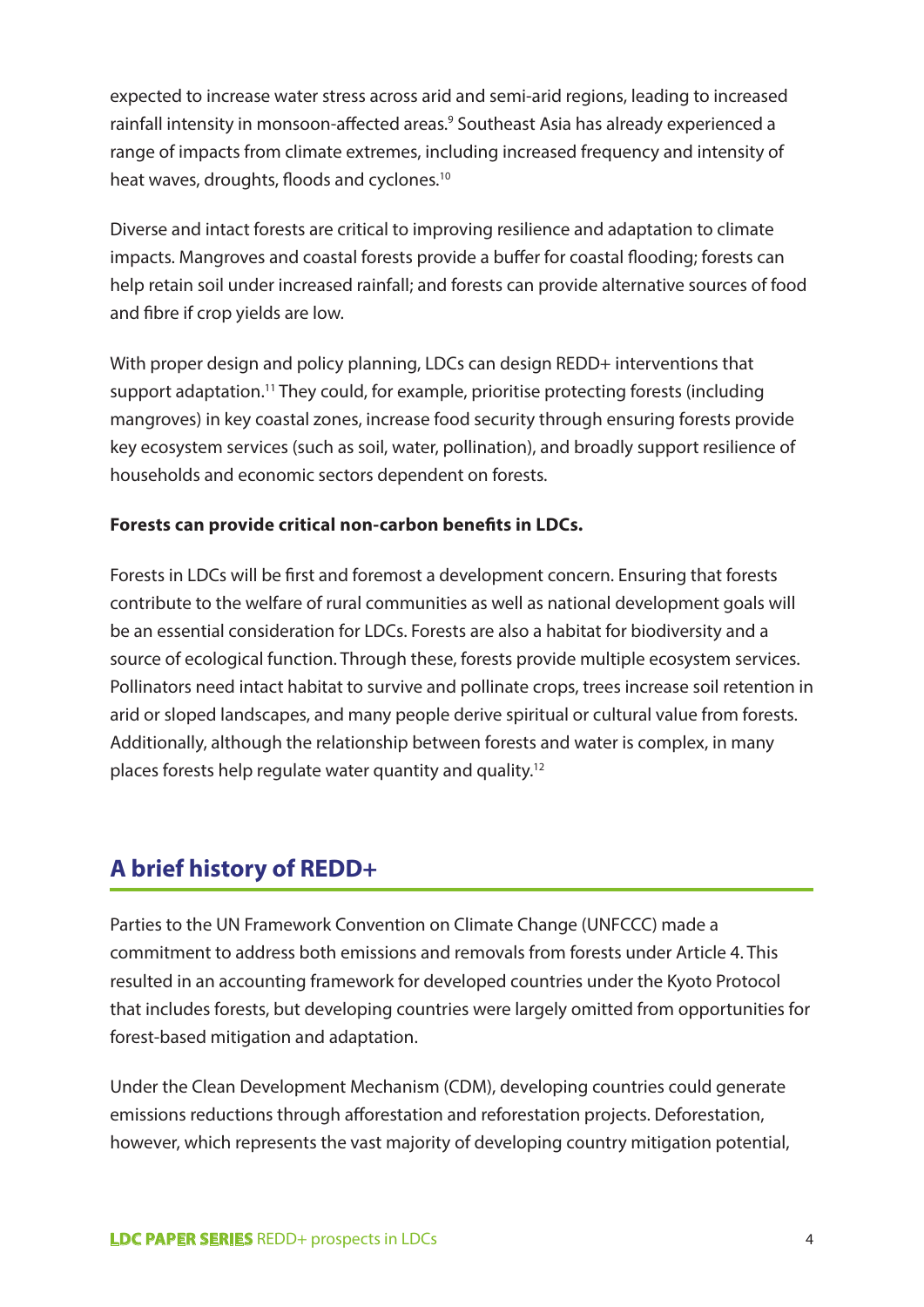expected to increase water stress across arid and semi-arid regions, leading to increased rainfall intensity in monsoon-affected areas.[9] Southeast Asia has already experienced a range of impacts from climate extremes, including increased frequency and intensity of heat waves, droughts, floods and cyclones.[10]

Diverse and intact forests are critical to improving resilience and adaptation to climate impacts. Mangroves and coastal forests provide a buffer for coastal flooding; forests can help retain soil under increased rainfall; and forests can provide alternative sources of food and fibre if crop yields are low.

With proper design and policy planning, LDCs can design REDD+ interventions that support adaptation.[11] They could, for example, prioritise protecting forests (including mangroves) in key coastal zones, increase food security through ensuring forests provide key ecosystem services (such as soil, water, pollination), and broadly support resilience of households and economic sectors dependent on forests.

**Forests can provide critical non-carbon benefits in LDCs.**

Forests in LDCs will be first and foremost a development concern. Ensuring that forests contribute to the welfare of rural communities as well as national development goals will be an essential consideration for LDCs. Forests are also a habitat for biodiversity and a source of ecological function. Through these, forests provide multiple ecosystem services. Pollinators need intact habitat to survive and pollinate crops, trees increase soil retention in arid or sloped landscapes, and many people derive spiritual or cultural value from forests. Additionally, although the relationship between forests and water is complex, in many places forests help regulate water quantity and quality.[12]

## A brief history of REDD+

Parties to the UN Framework Convention on Climate Change (UNFCCC) made a commitment to address both emissions and removals from forests under Article 4. This resulted in an accounting framework for developed countries under the Kyoto Protocol that includes forests, but developing countries were largely omitted from opportunities for forest-based mitigation and adaptation.

Under the Clean Development Mechanism (CDM), developing countries could generate emissions reductions through afforestation and reforestation projects. Deforestation, however, which represents the vast majority of developing country mitigation potential,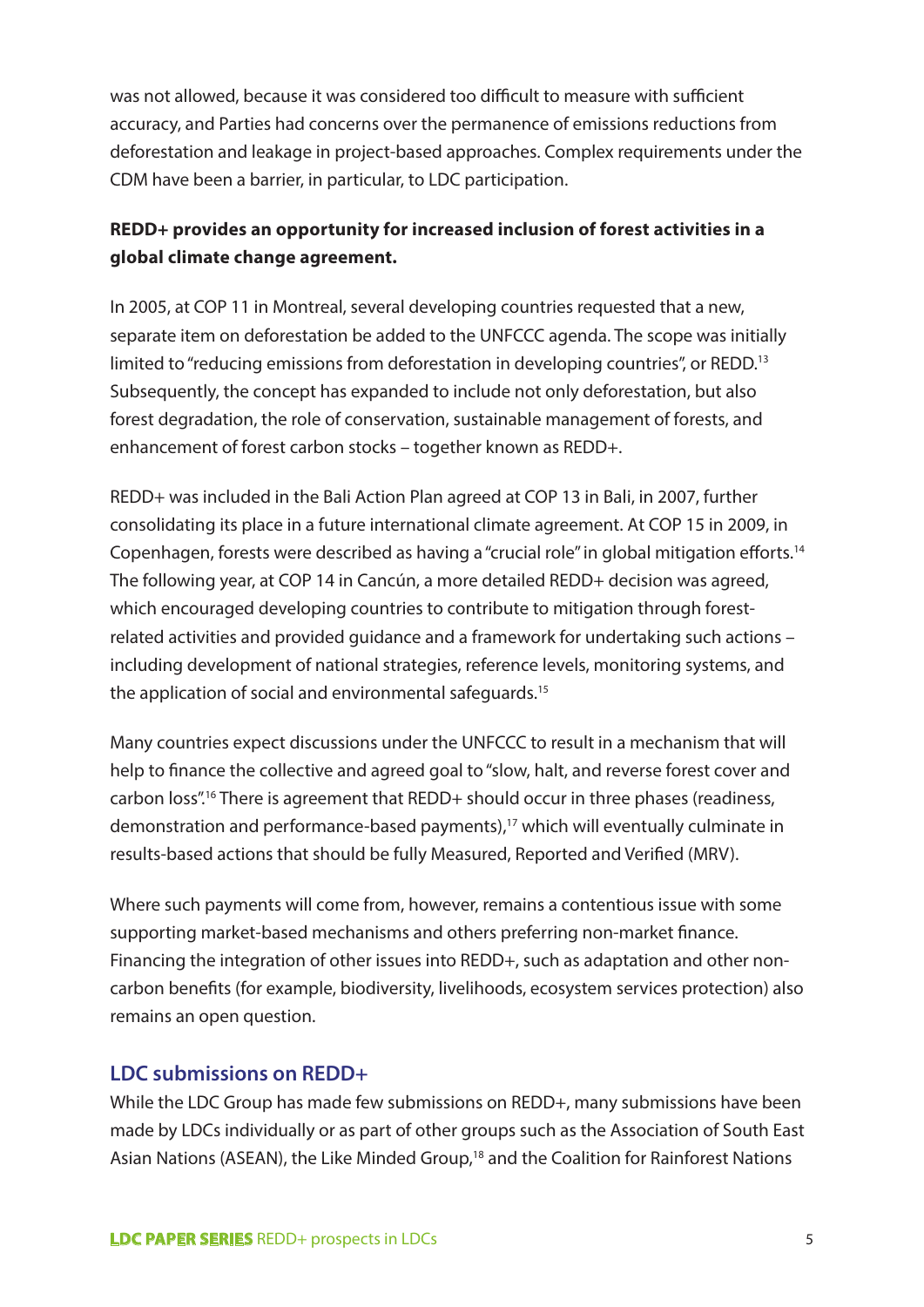was not allowed, because it was considered too difficult to measure with sufficient accuracy, and Parties had concerns over the permanence of emissions reductions from deforestation and leakage in project-based approaches. Complex requirements under the CDM have been a barrier, in particular, to LDC participation.

**REDD+ provides an opportunity for increased inclusion of forest activities in a global climate change agreement.**

In 2005, at COP 11 in Montreal, several developing countries requested that a new, separate item on deforestation be added to the UNFCCC agenda. The scope was initially limited to "reducing emissions from deforestation in developing countries", or REDD.[13] Subsequently, the concept has expanded to include not only deforestation, but also forest degradation, the role of conservation, sustainable management of forests, and enhancement of forest carbon stocks – together known as REDD+.

REDD+ was included in the Bali Action Plan agreed at COP 13 in Bali, in 2007, further consolidating its place in a future international climate agreement. At COP 15 in 2009, in Copenhagen, forests were described as having a "crucial role" in global mitigation efforts.[14] The following year, at COP 14 in Cancún, a more detailed REDD+ decision was agreed, which encouraged developing countries to contribute to mitigation through forest-related activities and provided guidance and a framework for undertaking such actions – including development of national strategies, reference levels, monitoring systems, and the application of social and environmental safeguards.[15]

Many countries expect discussions under the UNFCCC to result in a mechanism that will help to finance the collective and agreed goal to "slow, halt, and reverse forest cover and carbon loss".[16] There is agreement that REDD+ should occur in three phases (readiness, demonstration and performance-based payments),[17] which will eventually culminate in results-based actions that should be fully Measured, Reported and Verified (MRV).

Where such payments will come from, however, remains a contentious issue with some supporting market-based mechanisms and others preferring non-market finance. Financing the integration of other issues into REDD+, such as adaptation and other non-carbon benefits (for example, biodiversity, livelihoods, ecosystem services protection) also remains an open question.

## LDC submissions on REDD+

While the LDC Group has made few submissions on REDD+, many submissions have been made by LDCs individually or as part of other groups such as the Association of South East Asian Nations (ASEAN), the Like Minded Group,[18] and the Coalition for Rainforest Nations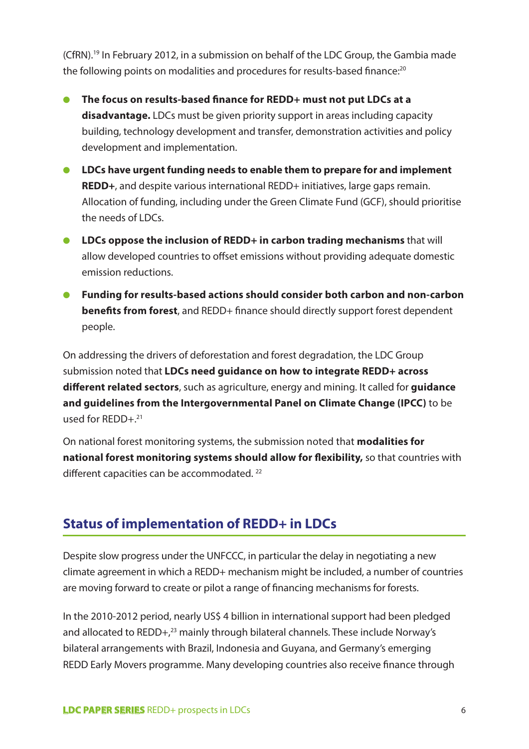(CfRN).[19] In February 2012, in a submission on behalf of the LDC Group, the Gambia made the following points on modalities and procedures for results-based finance:[20]

- **The focus on results-based finance for REDD+ must not put LDCs at a disadvantage.** LDCs must be given priority support in areas including capacity building, technology development and transfer, demonstration activities and policy development and implementation.
- **LDCs have urgent funding needs to enable them to prepare for and implement REDD+**, and despite various international REDD+ initiatives, large gaps remain. Allocation of funding, including under the Green Climate Fund (GCF), should prioritise the needs of LDCs.
- **LDCs oppose the inclusion of REDD+ in carbon trading mechanisms** that will allow developed countries to offset emissions without providing adequate domestic emission reductions.
- **Funding for results-based actions should consider both carbon and non-carbon benefits from forest**, and REDD+ finance should directly support forest dependent people.

On addressing the drivers of deforestation and forest degradation, the LDC Group submission noted that **LDCs need guidance on how to integrate REDD+ across different related sectors**, such as agriculture, energy and mining. It called for **guidance and guidelines from the Intergovernmental Panel on Climate Change (IPCC)** to be used for REDD+.[21]

On national forest monitoring systems, the submission noted that **modalities for national forest monitoring systems should allow for flexibility,** so that countries with different capacities can be accommodated. [22]

## Status of implementation of REDD+ in LDCs

Despite slow progress under the UNFCCC, in particular the delay in negotiating a new climate agreement in which a REDD+ mechanism might be included, a number of countries are moving forward to create or pilot a range of financing mechanisms for forests.

In the 2010-2012 period, nearly US$ 4 billion in international support had been pledged and allocated to REDD+,[23] mainly through bilateral channels. These include Norway's bilateral arrangements with Brazil, Indonesia and Guyana, and Germany's emerging REDD Early Movers programme. Many developing countries also receive finance through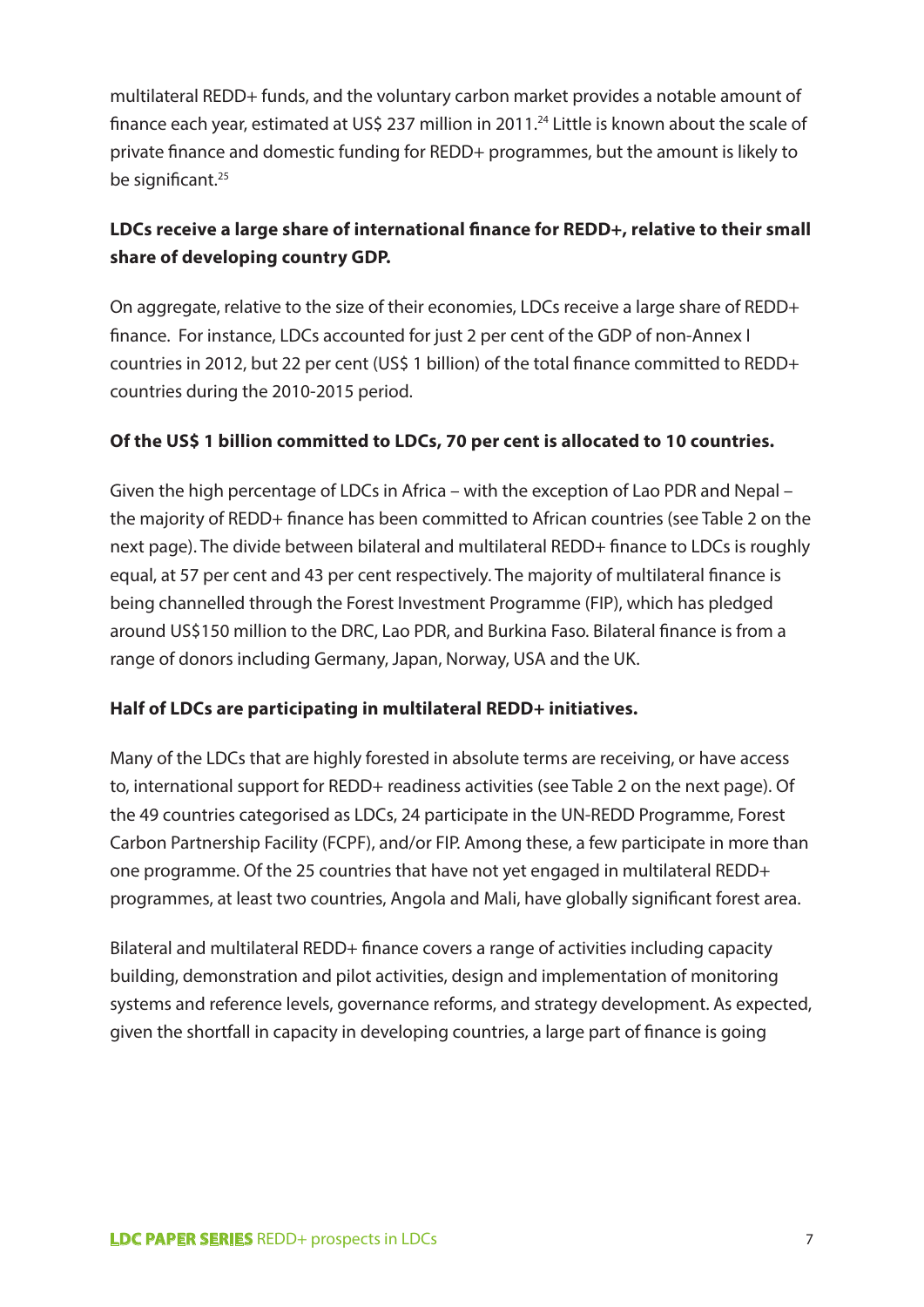multilateral REDD+ funds, and the voluntary carbon market provides a notable amount of finance each year, estimated at US$ 237 million in 2011.[24] Little is known about the scale of private finance and domestic funding for REDD+ programmes, but the amount is likely to be significant.[25]

**LDCs receive a large share of international finance for REDD+, relative to their small share of developing country GDP.**

On aggregate, relative to the size of their economies, LDCs receive a large share of REDD+ finance. For instance, LDCs accounted for just 2 per cent of the GDP of non-Annex I countries in 2012, but 22 per cent (US$ 1 billion) of the total finance committed to REDD+ countries during the 2010-2015 period.

**Of the US$ 1 billion committed to LDCs, 70 per cent is allocated to 10 countries.**

Given the high percentage of LDCs in Africa – with the exception of Lao PDR and Nepal – the majority of REDD+ finance has been committed to African countries (see Table 2 on the next page). The divide between bilateral and multilateral REDD+ finance to LDCs is roughly equal, at 57 per cent and 43 per cent respectively. The majority of multilateral finance is being channelled through the Forest Investment Programme (FIP), which has pledged around US$150 million to the DRC, Lao PDR, and Burkina Faso. Bilateral finance is from a range of donors including Germany, Japan, Norway, USA and the UK.

**Half of LDCs are participating in multilateral REDD+ initiatives.**

Many of the LDCs that are highly forested in absolute terms are receiving, or have access to, international support for REDD+ readiness activities (see Table 2 on the next page). Of the 49 countries categorised as LDCs, 24 participate in the UN-REDD Programme, Forest Carbon Partnership Facility (FCPF), and/or FIP. Among these, a few participate in more than one programme. Of the 25 countries that have not yet engaged in multilateral REDD+ programmes, at least two countries, Angola and Mali, have globally significant forest area.

Bilateral and multilateral REDD+ finance covers a range of activities including capacity building, demonstration and pilot activities, design and implementation of monitoring systems and reference levels, governance reforms, and strategy development. As expected, given the shortfall in capacity in developing countries, a large part of finance is going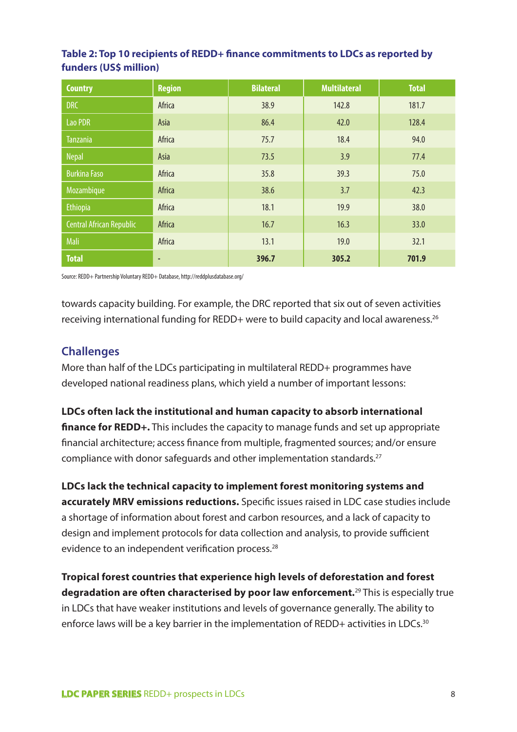**Table 2: Top 10 recipients of REDD+ finance commitments to LDCs as reported by funders (US$ million)**

| Country | Region | Bilateral | Multilateral | Total |
|---|---|---|---|---|
| DRC | Africa | 38.9 | 142.8 | 181.7 |
| Lao PDR | Asia | 86.4 | 42.0 | 128.4 |
| Tanzania | Africa | 75.7 | 18.4 | 94.0 |
| Nepal | Asia | 73.5 | 3.9 | 77.4 |
| Burkina Faso | Africa | 35.8 | 39.3 | 75.0 |
| Mozambique | Africa | 38.6 | 3.7 | 42.3 |
| Ethiopia | Africa | 18.1 | 19.9 | 38.0 |
| Central African Republic | Africa | 16.7 | 16.3 | 33.0 |
| Mali | Africa | 13.1 | 19.0 | 32.1 |
| **Total** | - | **396.7** | **305.2** | **701.9** |

Source: REDD+ Partnership Voluntary REDD+ Database, http://reddplusdatabase.org/

towards capacity building. For example, the DRC reported that six out of seven activities receiving international funding for REDD+ were to build capacity and local awareness.[26]

## Challenges

More than half of the LDCs participating in multilateral REDD+ programmes have developed national readiness plans, which yield a number of important lessons:

**LDCs often lack the institutional and human capacity to absorb international finance for REDD+.** This includes the capacity to manage funds and set up appropriate financial architecture; access finance from multiple, fragmented sources; and/or ensure compliance with donor safeguards and other implementation standards.[27]

**LDCs lack the technical capacity to implement forest monitoring systems and accurately MRV emissions reductions.** Specific issues raised in LDC case studies include a shortage of information about forest and carbon resources, and a lack of capacity to design and implement protocols for data collection and analysis, to provide sufficient evidence to an independent verification process.[28]

**Tropical forest countries that experience high levels of deforestation and forest degradation are often characterised by poor law enforcement.**[29] This is especially true in LDCs that have weaker institutions and levels of governance generally. The ability to enforce laws will be a key barrier in the implementation of REDD+ activities in LDCs.[30]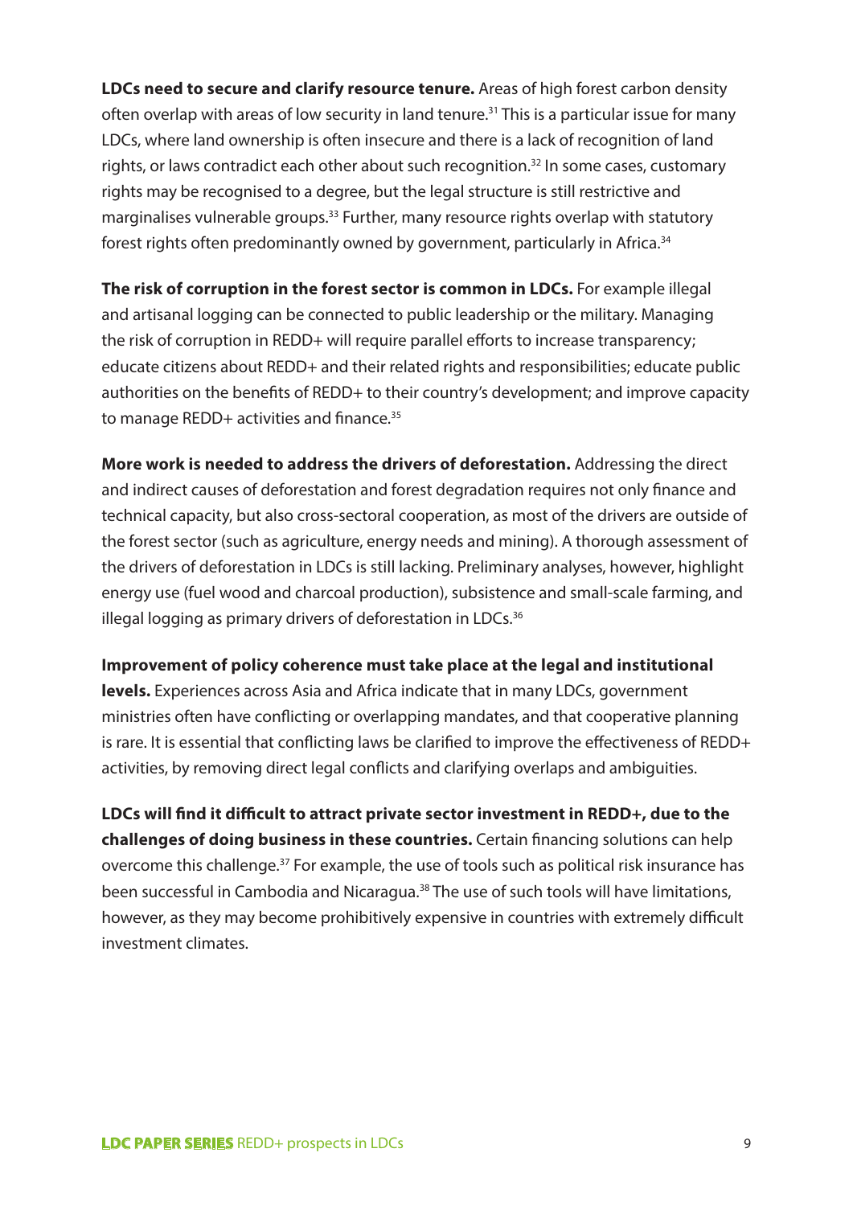**LDCs need to secure and clarify resource tenure.** Areas of high forest carbon density often overlap with areas of low security in land tenure.[31] This is a particular issue for many LDCs, where land ownership is often insecure and there is a lack of recognition of land rights, or laws contradict each other about such recognition.[32] In some cases, customary rights may be recognised to a degree, but the legal structure is still restrictive and marginalises vulnerable groups.[33] Further, many resource rights overlap with statutory forest rights often predominantly owned by government, particularly in Africa.[34]

**The risk of corruption in the forest sector is common in LDCs.** For example illegal and artisanal logging can be connected to public leadership or the military. Managing the risk of corruption in REDD+ will require parallel efforts to increase transparency; educate citizens about REDD+ and their related rights and responsibilities; educate public authorities on the benefits of REDD+ to their country's development; and improve capacity to manage REDD+ activities and finance.[35]

**More work is needed to address the drivers of deforestation.** Addressing the direct and indirect causes of deforestation and forest degradation requires not only finance and technical capacity, but also cross-sectoral cooperation, as most of the drivers are outside of the forest sector (such as agriculture, energy needs and mining). A thorough assessment of the drivers of deforestation in LDCs is still lacking. Preliminary analyses, however, highlight energy use (fuel wood and charcoal production), subsistence and small-scale farming, and illegal logging as primary drivers of deforestation in LDCs.[36]

**Improvement of policy coherence must take place at the legal and institutional levels.** Experiences across Asia and Africa indicate that in many LDCs, government ministries often have conflicting or overlapping mandates, and that cooperative planning is rare. It is essential that conflicting laws be clarified to improve the effectiveness of REDD+ activities, by removing direct legal conflicts and clarifying overlaps and ambiguities.

**LDCs will find it difficult to attract private sector investment in REDD+, due to the challenges of doing business in these countries.** Certain financing solutions can help overcome this challenge.[37] For example, the use of tools such as political risk insurance has been successful in Cambodia and Nicaragua.[38] The use of such tools will have limitations, however, as they may become prohibitively expensive in countries with extremely difficult investment climates.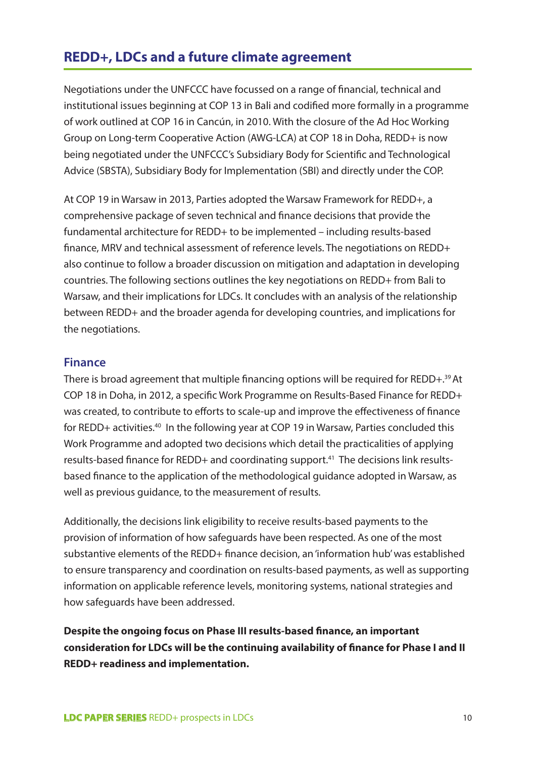## REDD+, LDCs and a future climate agreement

Negotiations under the UNFCCC have focussed on a range of financial, technical and institutional issues beginning at COP 13 in Bali and codified more formally in a programme of work outlined at COP 16 in Cancún, in 2010. With the closure of the Ad Hoc Working Group on Long-term Cooperative Action (AWG-LCA) at COP 18 in Doha, REDD+ is now being negotiated under the UNFCCC's Subsidiary Body for Scientific and Technological Advice (SBSTA), Subsidiary Body for Implementation (SBI) and directly under the COP.

At COP 19 in Warsaw in 2013, Parties adopted the Warsaw Framework for REDD+, a comprehensive package of seven technical and finance decisions that provide the fundamental architecture for REDD+ to be implemented – including results-based finance, MRV and technical assessment of reference levels. The negotiations on REDD+ also continue to follow a broader discussion on mitigation and adaptation in developing countries. The following sections outlines the key negotiations on REDD+ from Bali to Warsaw, and their implications for LDCs. It concludes with an analysis of the relationship between REDD+ and the broader agenda for developing countries, and implications for the negotiations.

### Finance

There is broad agreement that multiple financing options will be required for REDD+.[39] At COP 18 in Doha, in 2012, a specific Work Programme on Results-Based Finance for REDD+ was created, to contribute to efforts to scale-up and improve the effectiveness of finance for REDD+ activities.[40] In the following year at COP 19 in Warsaw, Parties concluded this Work Programme and adopted two decisions which detail the practicalities of applying results-based finance for REDD+ and coordinating support.[41] The decisions link results-based finance to the application of the methodological guidance adopted in Warsaw, as well as previous guidance, to the measurement of results.

Additionally, the decisions link eligibility to receive results-based payments to the provision of information of how safeguards have been respected. As one of the most substantive elements of the REDD+ finance decision, an 'information hub' was established to ensure transparency and coordination on results-based payments, as well as supporting information on applicable reference levels, monitoring systems, national strategies and how safeguards have been addressed.

**Despite the ongoing focus on Phase III results-based finance, an important consideration for LDCs will be the continuing availability of finance for Phase I and II REDD+ readiness and implementation.**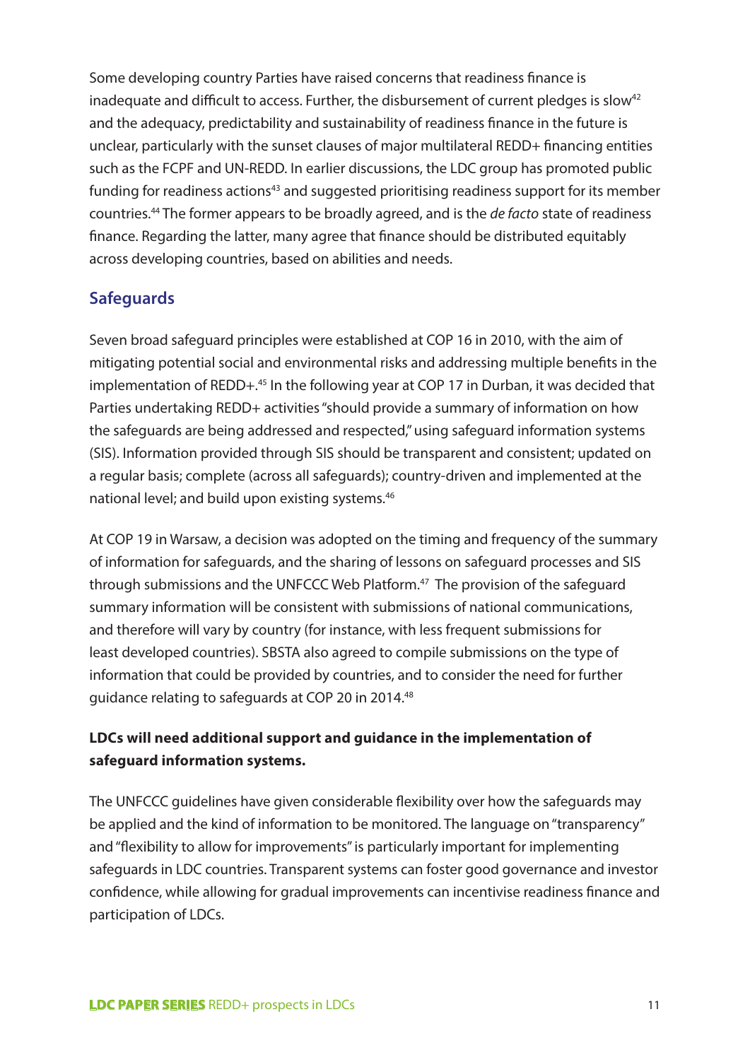Some developing country Parties have raised concerns that readiness finance is inadequate and difficult to access. Further, the disbursement of current pledges is slow[42] and the adequacy, predictability and sustainability of readiness finance in the future is unclear, particularly with the sunset clauses of major multilateral REDD+ financing entities such as the FCPF and UN-REDD. In earlier discussions, the LDC group has promoted public funding for readiness actions[43] and suggested prioritising readiness support for its member countries.[44] The former appears to be broadly agreed, and is the *de facto* state of readiness finance. Regarding the latter, many agree that finance should be distributed equitably across developing countries, based on abilities and needs.

## Safeguards

Seven broad safeguard principles were established at COP 16 in 2010, with the aim of mitigating potential social and environmental risks and addressing multiple benefits in the implementation of REDD+.[45] In the following year at COP 17 in Durban, it was decided that Parties undertaking REDD+ activities "should provide a summary of information on how the safeguards are being addressed and respected," using safeguard information systems (SIS). Information provided through SIS should be transparent and consistent; updated on a regular basis; complete (across all safeguards); country-driven and implemented at the national level; and build upon existing systems.[46]

At COP 19 in Warsaw, a decision was adopted on the timing and frequency of the summary of information for safeguards, and the sharing of lessons on safeguard processes and SIS through submissions and the UNFCCC Web Platform.[47] The provision of the safeguard summary information will be consistent with submissions of national communications, and therefore will vary by country (for instance, with less frequent submissions for least developed countries). SBSTA also agreed to compile submissions on the type of information that could be provided by countries, and to consider the need for further guidance relating to safeguards at COP 20 in 2014.[48]

**LDCs will need additional support and guidance in the implementation of safeguard information systems.**

The UNFCCC guidelines have given considerable flexibility over how the safeguards may be applied and the kind of information to be monitored. The language on "transparency" and "flexibility to allow for improvements" is particularly important for implementing safeguards in LDC countries. Transparent systems can foster good governance and investor confidence, while allowing for gradual improvements can incentivise readiness finance and participation of LDCs.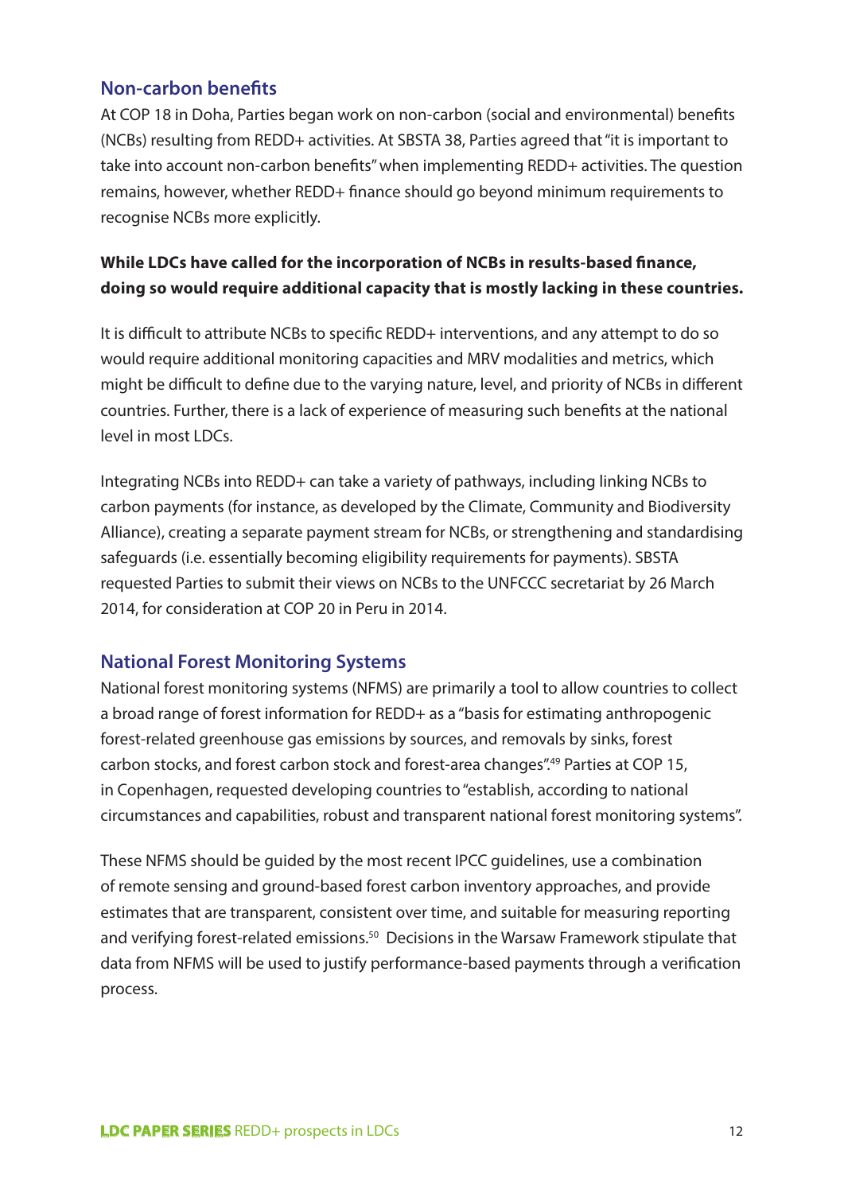## Non-carbon benefits

At COP 18 in Doha, Parties began work on non-carbon (social and environmental) benefits (NCBs) resulting from REDD+ activities. At SBSTA 38, Parties agreed that "it is important to take into account non-carbon benefits" when implementing REDD+ activities. The question remains, however, whether REDD+ finance should go beyond minimum requirements to recognise NCBs more explicitly.

**While LDCs have called for the incorporation of NCBs in results-based finance, doing so would require additional capacity that is mostly lacking in these countries.**

It is difficult to attribute NCBs to specific REDD+ interventions, and any attempt to do so would require additional monitoring capacities and MRV modalities and metrics, which might be difficult to define due to the varying nature, level, and priority of NCBs in different countries. Further, there is a lack of experience of measuring such benefits at the national level in most LDCs.

Integrating NCBs into REDD+ can take a variety of pathways, including linking NCBs to carbon payments (for instance, as developed by the Climate, Community and Biodiversity Alliance), creating a separate payment stream for NCBs, or strengthening and standardising safeguards (i.e. essentially becoming eligibility requirements for payments). SBSTA requested Parties to submit their views on NCBs to the UNFCCC secretariat by 26 March 2014, for consideration at COP 20 in Peru in 2014.

## National Forest Monitoring Systems

National forest monitoring systems (NFMS) are primarily a tool to allow countries to collect a broad range of forest information for REDD+ as a "basis for estimating anthropogenic forest-related greenhouse gas emissions by sources, and removals by sinks, forest carbon stocks, and forest carbon stock and forest-area changes".[49] Parties at COP 15, in Copenhagen, requested developing countries to "establish, according to national circumstances and capabilities, robust and transparent national forest monitoring systems".

These NFMS should be guided by the most recent IPCC guidelines, use a combination of remote sensing and ground-based forest carbon inventory approaches, and provide estimates that are transparent, consistent over time, and suitable for measuring reporting and verifying forest-related emissions.[50] Decisions in the Warsaw Framework stipulate that data from NFMS will be used to justify performance-based payments through a verification process.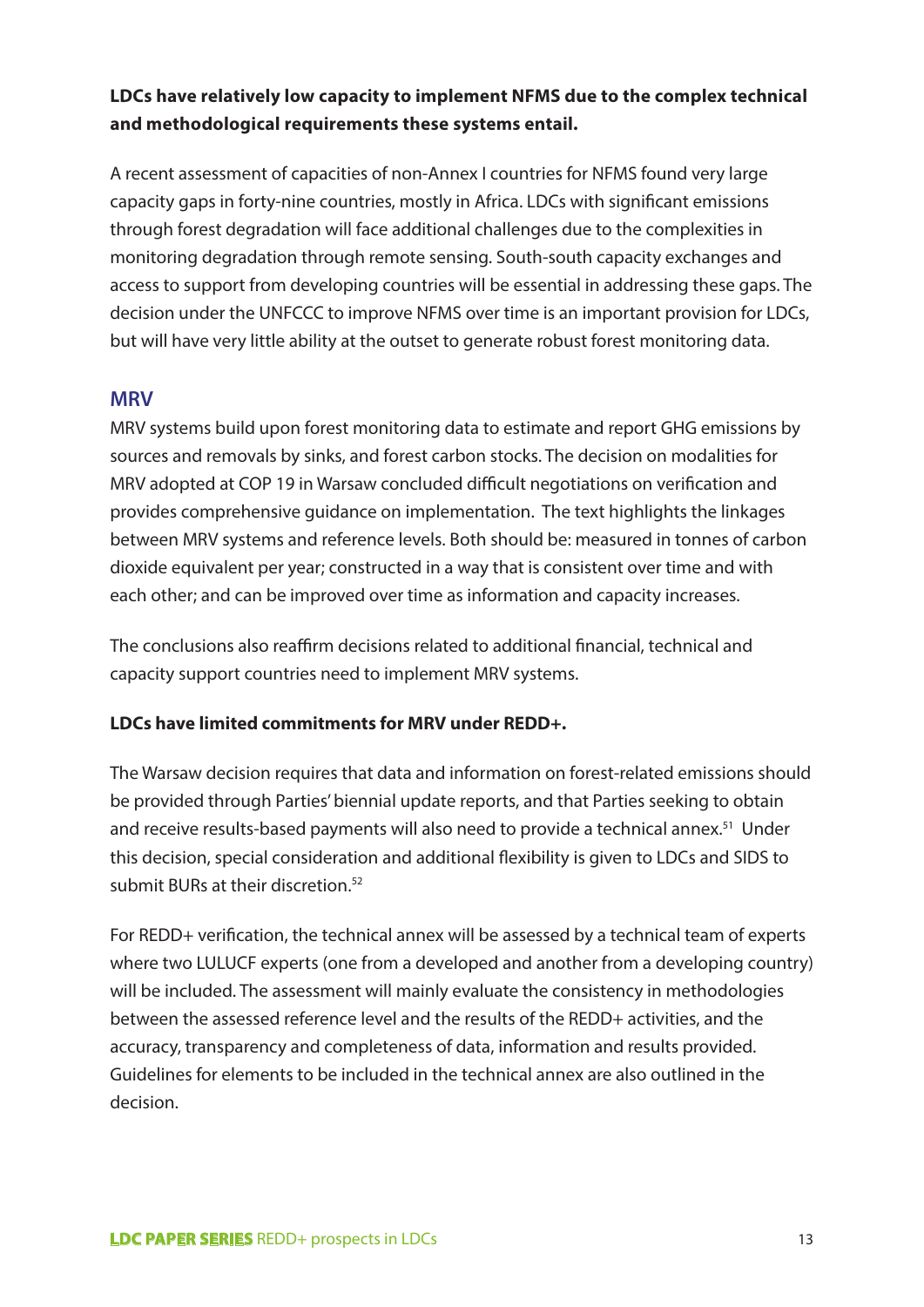**LDCs have relatively low capacity to implement NFMS due to the complex technical and methodological requirements these systems entail.**

A recent assessment of capacities of non-Annex I countries for NFMS found very large capacity gaps in forty-nine countries, mostly in Africa. LDCs with significant emissions through forest degradation will face additional challenges due to the complexities in monitoring degradation through remote sensing. South-south capacity exchanges and access to support from developing countries will be essential in addressing these gaps. The decision under the UNFCCC to improve NFMS over time is an important provision for LDCs, but will have very little ability at the outset to generate robust forest monitoring data.

## MRV

MRV systems build upon forest monitoring data to estimate and report GHG emissions by sources and removals by sinks, and forest carbon stocks. The decision on modalities for MRV adopted at COP 19 in Warsaw concluded difficult negotiations on verification and provides comprehensive guidance on implementation. The text highlights the linkages between MRV systems and reference levels. Both should be: measured in tonnes of carbon dioxide equivalent per year; constructed in a way that is consistent over time and with each other; and can be improved over time as information and capacity increases.

The conclusions also reaffirm decisions related to additional financial, technical and capacity support countries need to implement MRV systems.

**LDCs have limited commitments for MRV under REDD+.**

The Warsaw decision requires that data and information on forest-related emissions should be provided through Parties' biennial update reports, and that Parties seeking to obtain and receive results-based payments will also need to provide a technical annex.[51] Under this decision, special consideration and additional flexibility is given to LDCs and SIDS to submit BURs at their discretion.[52]

For REDD+ verification, the technical annex will be assessed by a technical team of experts where two LULUCF experts (one from a developed and another from a developing country) will be included. The assessment will mainly evaluate the consistency in methodologies between the assessed reference level and the results of the REDD+ activities, and the accuracy, transparency and completeness of data, information and results provided. Guidelines for elements to be included in the technical annex are also outlined in the decision.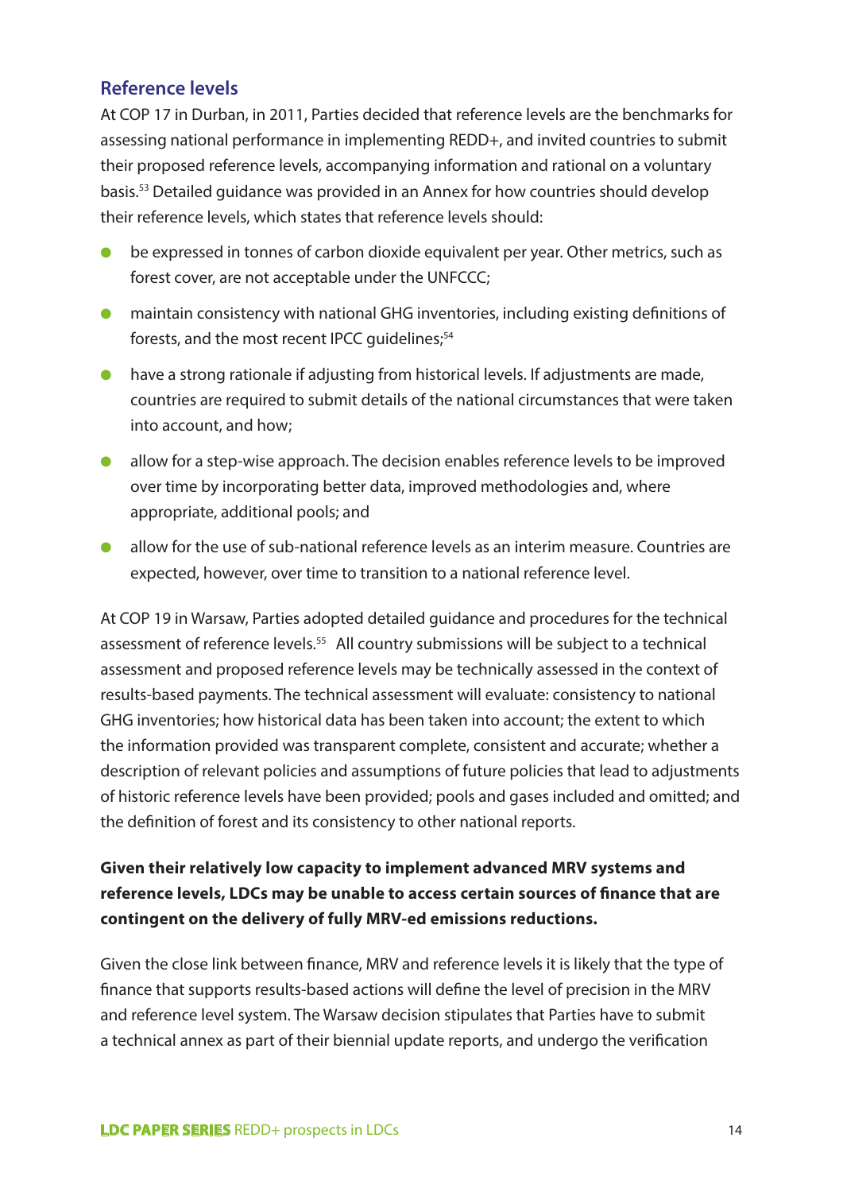## Reference levels

At COP 17 in Durban, in 2011, Parties decided that reference levels are the benchmarks for assessing national performance in implementing REDD+, and invited countries to submit their proposed reference levels, accompanying information and rational on a voluntary basis.[53] Detailed guidance was provided in an Annex for how countries should develop their reference levels, which states that reference levels should:

- be expressed in tonnes of carbon dioxide equivalent per year. Other metrics, such as forest cover, are not acceptable under the UNFCCC;
- maintain consistency with national GHG inventories, including existing definitions of forests, and the most recent IPCC guidelines;[54]
- have a strong rationale if adjusting from historical levels. If adjustments are made, countries are required to submit details of the national circumstances that were taken into account, and how;
- allow for a step-wise approach. The decision enables reference levels to be improved over time by incorporating better data, improved methodologies and, where appropriate, additional pools; and
- allow for the use of sub-national reference levels as an interim measure. Countries are expected, however, over time to transition to a national reference level.

At COP 19 in Warsaw, Parties adopted detailed guidance and procedures for the technical assessment of reference levels.[55] All country submissions will be subject to a technical assessment and proposed reference levels may be technically assessed in the context of results-based payments. The technical assessment will evaluate: consistency to national GHG inventories; how historical data has been taken into account; the extent to which the information provided was transparent complete, consistent and accurate; whether a description of relevant policies and assumptions of future policies that lead to adjustments of historic reference levels have been provided; pools and gases included and omitted; and the definition of forest and its consistency to other national reports.

**Given their relatively low capacity to implement advanced MRV systems and reference levels, LDCs may be unable to access certain sources of finance that are contingent on the delivery of fully MRV-ed emissions reductions.**

Given the close link between finance, MRV and reference levels it is likely that the type of finance that supports results-based actions will define the level of precision in the MRV and reference level system. The Warsaw decision stipulates that Parties have to submit a technical annex as part of their biennial update reports, and undergo the verification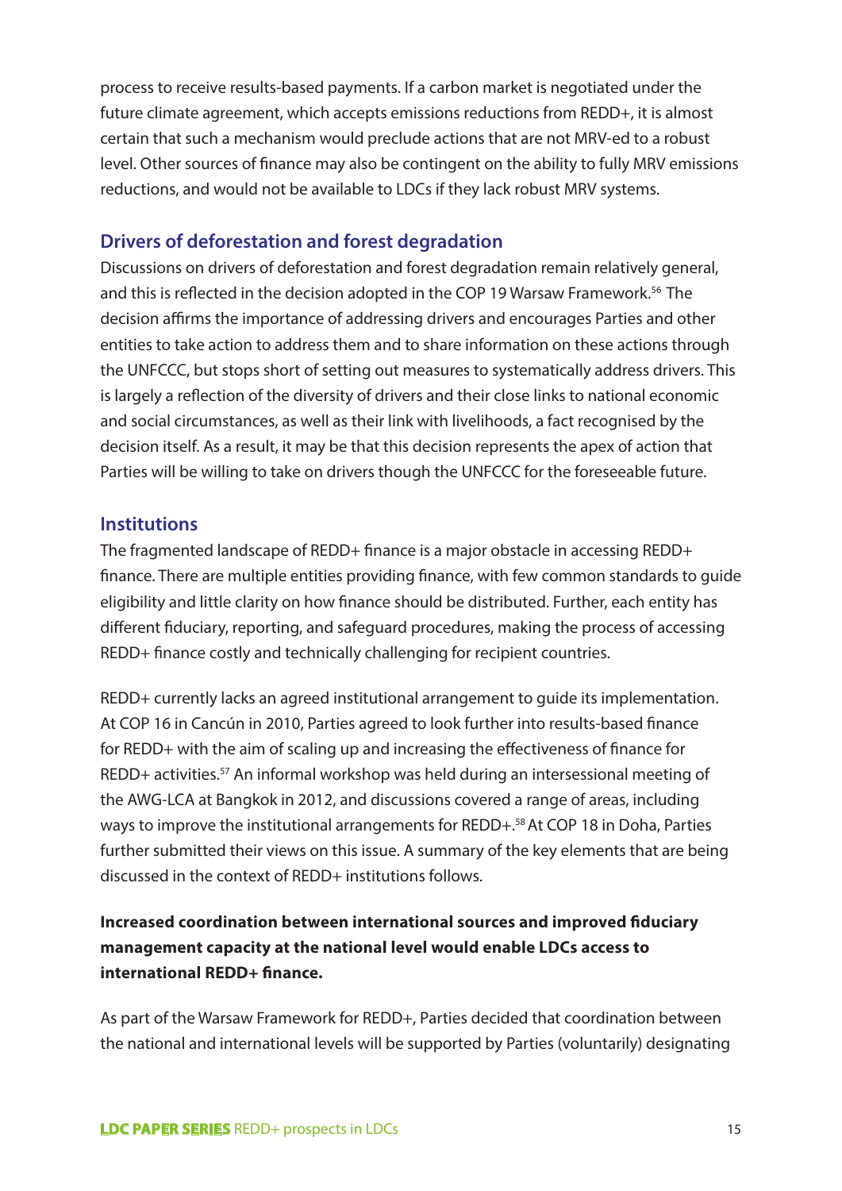process to receive results-based payments. If a carbon market is negotiated under the future climate agreement, which accepts emissions reductions from REDD+, it is almost certain that such a mechanism would preclude actions that are not MRV-ed to a robust level. Other sources of finance may also be contingent on the ability to fully MRV emissions reductions, and would not be available to LDCs if they lack robust MRV systems.

## Drivers of deforestation and forest degradation

Discussions on drivers of deforestation and forest degradation remain relatively general, and this is reflected in the decision adopted in the COP 19 Warsaw Framework.[56] The decision affirms the importance of addressing drivers and encourages Parties and other entities to take action to address them and to share information on these actions through the UNFCCC, but stops short of setting out measures to systematically address drivers. This is largely a reflection of the diversity of drivers and their close links to national economic and social circumstances, as well as their link with livelihoods, a fact recognised by the decision itself. As a result, it may be that this decision represents the apex of action that Parties will be willing to take on drivers though the UNFCCC for the foreseeable future.

## Institutions

The fragmented landscape of REDD+ finance is a major obstacle in accessing REDD+ finance. There are multiple entities providing finance, with few common standards to guide eligibility and little clarity on how finance should be distributed. Further, each entity has different fiduciary, reporting, and safeguard procedures, making the process of accessing REDD+ finance costly and technically challenging for recipient countries.

REDD+ currently lacks an agreed institutional arrangement to guide its implementation. At COP 16 in Cancún in 2010, Parties agreed to look further into results-based finance for REDD+ with the aim of scaling up and increasing the effectiveness of finance for REDD+ activities.[57] An informal workshop was held during an intersessional meeting of the AWG-LCA at Bangkok in 2012, and discussions covered a range of areas, including ways to improve the institutional arrangements for REDD+.[58] At COP 18 in Doha, Parties further submitted their views on this issue. A summary of the key elements that are being discussed in the context of REDD+ institutions follows.

**Increased coordination between international sources and improved fiduciary management capacity at the national level would enable LDCs access to international REDD+ finance.**

As part of the Warsaw Framework for REDD+, Parties decided that coordination between the national and international levels will be supported by Parties (voluntarily) designating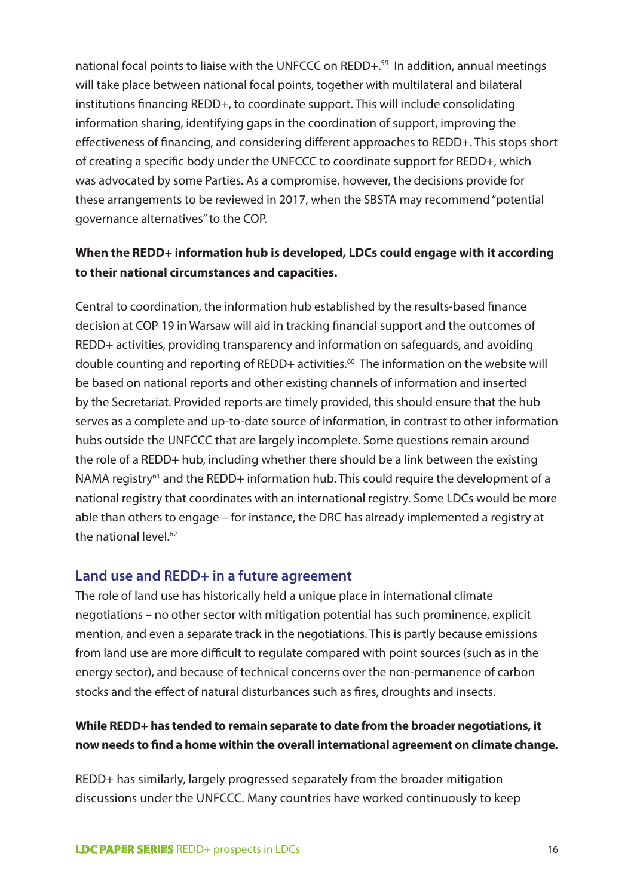national focal points to liaise with the UNFCCC on REDD+.[59] In addition, annual meetings will take place between national focal points, together with multilateral and bilateral institutions financing REDD+, to coordinate support. This will include consolidating information sharing, identifying gaps in the coordination of support, improving the effectiveness of financing, and considering different approaches to REDD+. This stops short of creating a specific body under the UNFCCC to coordinate support for REDD+, which was advocated by some Parties. As a compromise, however, the decisions provide for these arrangements to be reviewed in 2017, when the SBSTA may recommend "potential governance alternatives" to the COP.

**When the REDD+ information hub is developed, LDCs could engage with it according to their national circumstances and capacities.**

Central to coordination, the information hub established by the results-based finance decision at COP 19 in Warsaw will aid in tracking financial support and the outcomes of REDD+ activities, providing transparency and information on safeguards, and avoiding double counting and reporting of REDD+ activities.[60] The information on the website will be based on national reports and other existing channels of information and inserted by the Secretariat. Provided reports are timely provided, this should ensure that the hub serves as a complete and up-to-date source of information, in contrast to other information hubs outside the UNFCCC that are largely incomplete. Some questions remain around the role of a REDD+ hub, including whether there should be a link between the existing NAMA registry[61] and the REDD+ information hub. This could require the development of a national registry that coordinates with an international registry. Some LDCs would be more able than others to engage – for instance, the DRC has already implemented a registry at the national level.[62]

## Land use and REDD+ in a future agreement

The role of land use has historically held a unique place in international climate negotiations – no other sector with mitigation potential has such prominence, explicit mention, and even a separate track in the negotiations. This is partly because emissions from land use are more difficult to regulate compared with point sources (such as in the energy sector), and because of technical concerns over the non-permanence of carbon stocks and the effect of natural disturbances such as fires, droughts and insects.

**While REDD+ has tended to remain separate to date from the broader negotiations, it now needs to find a home within the overall international agreement on climate change.**

REDD+ has similarly, largely progressed separately from the broader mitigation discussions under the UNFCCC. Many countries have worked continuously to keep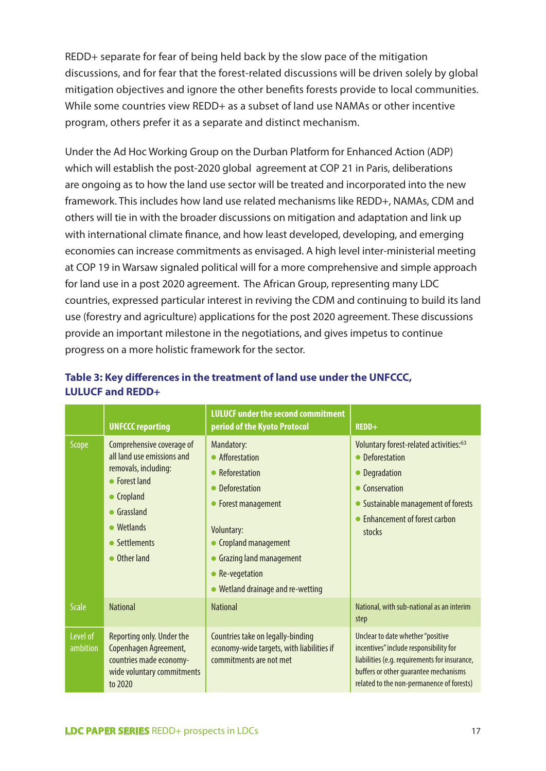REDD+ separate for fear of being held back by the slow pace of the mitigation discussions, and for fear that the forest-related discussions will be driven solely by global mitigation objectives and ignore the other benefits forests provide to local communities. While some countries view REDD+ as a subset of land use NAMAs or other incentive program, others prefer it as a separate and distinct mechanism.

Under the Ad Hoc Working Group on the Durban Platform for Enhanced Action (ADP) which will establish the post-2020 global agreement at COP 21 in Paris, deliberations are ongoing as to how the land use sector will be treated and incorporated into the new framework. This includes how land use related mechanisms like REDD+, NAMAs, CDM and others will tie in with the broader discussions on mitigation and adaptation and link up with international climate finance, and how least developed, developing, and emerging economies can increase commitments as envisaged. A high level inter-ministerial meeting at COP 19 in Warsaw signaled political will for a more comprehensive and simple approach for land use in a post 2020 agreement. The African Group, representing many LDC countries, expressed particular interest in reviving the CDM and continuing to build its land use (forestry and agriculture) applications for the post 2020 agreement. These discussions provide an important milestone in the negotiations, and gives impetus to continue progress on a more holistic framework for the sector.

**Table 3: Key differences in the treatment of land use under the UNFCCC, LULUCF and REDD+**

| | UNFCCC reporting | LULUCF under the second commitment period of the Kyoto Protocol | REDD+ |
|---|---|---|---|
| Scope | Comprehensive coverage of all land use emissions and removals, including:<br>• Forest land<br>• Cropland<br>• Grassland<br>• Wetlands<br>• Settlements<br>• Other land | Mandatory:<br>• Afforestation<br>• Reforestation<br>• Deforestation<br>• Forest management<br><br>Voluntary:<br>• Cropland management<br>• Grazing land management<br>• Re-vegetation<br>• Wetland drainage and re-wetting | Voluntary forest-related activities:[63]<br>• Deforestation<br>• Degradation<br>• Conservation<br>• Sustainable management of forests<br>• Enhancement of forest carbon stocks |
| Scale | National | National | National, with sub-national as an interim step |
| Level of ambition | Reporting only. Under the Copenhagen Agreement, countries made economy-wide voluntary commitments to 2020 | Countries take on legally-binding economy-wide targets, with liabilities if commitments are not met | Unclear to date whether "positive incentives" include responsibility for liabilities (e.g. requirements for insurance, buffers or other guarantee mechanisms related to the non-permanence of forests) |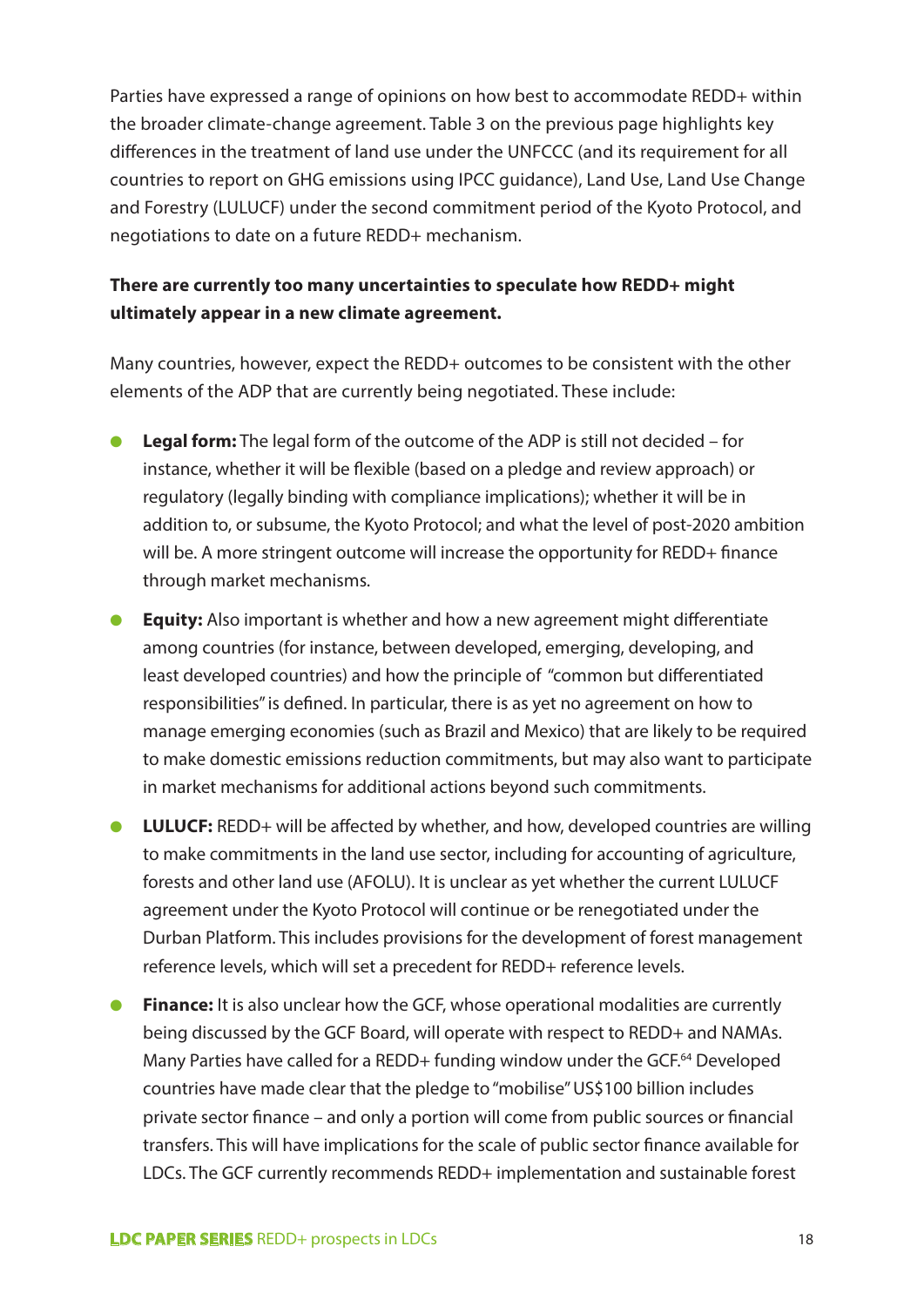Parties have expressed a range of opinions on how best to accommodate REDD+ within the broader climate-change agreement. Table 3 on the previous page highlights key differences in the treatment of land use under the UNFCCC (and its requirement for all countries to report on GHG emissions using IPCC guidance), Land Use, Land Use Change and Forestry (LULUCF) under the second commitment period of the Kyoto Protocol, and negotiations to date on a future REDD+ mechanism.

**There are currently too many uncertainties to speculate how REDD+ might ultimately appear in a new climate agreement.**

Many countries, however, expect the REDD+ outcomes to be consistent with the other elements of the ADP that are currently being negotiated. These include:

- **Legal form:** The legal form of the outcome of the ADP is still not decided – for instance, whether it will be flexible (based on a pledge and review approach) or regulatory (legally binding with compliance implications); whether it will be in addition to, or subsume, the Kyoto Protocol; and what the level of post-2020 ambition will be. A more stringent outcome will increase the opportunity for REDD+ finance through market mechanisms.
- **Equity:** Also important is whether and how a new agreement might differentiate among countries (for instance, between developed, emerging, developing, and least developed countries) and how the principle of "common but differentiated responsibilities" is defined. In particular, there is as yet no agreement on how to manage emerging economies (such as Brazil and Mexico) that are likely to be required to make domestic emissions reduction commitments, but may also want to participate in market mechanisms for additional actions beyond such commitments.
- **LULUCF:** REDD+ will be affected by whether, and how, developed countries are willing to make commitments in the land use sector, including for accounting of agriculture, forests and other land use (AFOLU). It is unclear as yet whether the current LULUCF agreement under the Kyoto Protocol will continue or be renegotiated under the Durban Platform. This includes provisions for the development of forest management reference levels, which will set a precedent for REDD+ reference levels.
- **Finance:** It is also unclear how the GCF, whose operational modalities are currently being discussed by the GCF Board, will operate with respect to REDD+ and NAMAs. Many Parties have called for a REDD+ funding window under the GCF.[64] Developed countries have made clear that the pledge to "mobilise" US$100 billion includes private sector finance – and only a portion will come from public sources or financial transfers. This will have implications for the scale of public sector finance available for LDCs. The GCF currently recommends REDD+ implementation and sustainable forest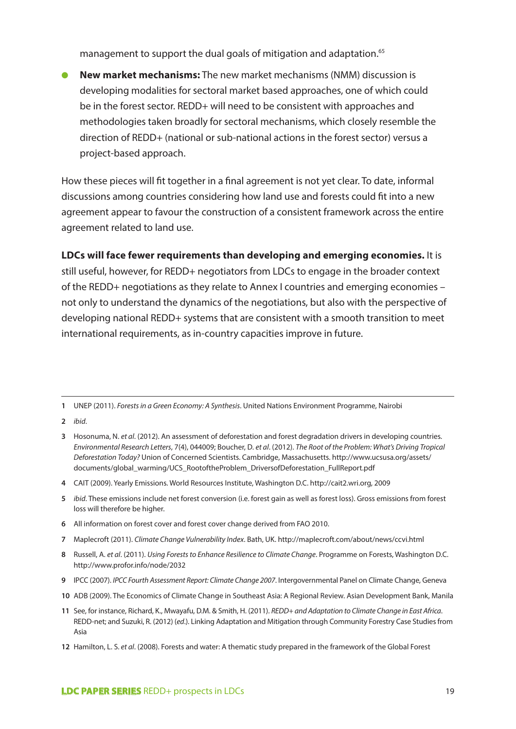management to support the dual goals of mitigation and adaptation.[65]

- **New market mechanisms:** The new market mechanisms (NMM) discussion is developing modalities for sectoral market based approaches, one of which could be in the forest sector. REDD+ will need to be consistent with approaches and methodologies taken broadly for sectoral mechanisms, which closely resemble the direction of REDD+ (national or sub-national actions in the forest sector) versus a project-based approach.

How these pieces will fit together in a final agreement is not yet clear. To date, informal discussions among countries considering how land use and forests could fit into a new agreement appear to favour the construction of a consistent framework across the entire agreement related to land use.

**LDCs will face fewer requirements than developing and emerging economies.** It is still useful, however, for REDD+ negotiators from LDCs to engage in the broader context of the REDD+ negotiations as they relate to Annex I countries and emerging economies – not only to understand the dynamics of the negotiations, but also with the perspective of developing national REDD+ systems that are consistent with a smooth transition to meet international requirements, as in-country capacities improve in future.

---

1 UNEP (2011). *Forests in a Green Economy: A Synthesis*. United Nations Environment Programme, Nairobi

2 *ibid*.

3 Hosonuma, N. *et al*. (2012). An assessment of deforestation and forest degradation drivers in developing countries. *Environmental Research Letters*, 7(4), 044009; Boucher, D. *et al*. (2012). *The Root of the Problem: What's Driving Tropical Deforestation Today?* Union of Concerned Scientists. Cambridge, Massachusetts. http://www.ucsusa.org/assets/documents/global_warming/UCS_RootoftheProblem_DriversofDeforestation_FullReport.pdf

4 CAIT (2009). Yearly Emissions. World Resources Institute, Washington D.C. http://cait2.wri.org, 2009

5 *ibid*. These emissions include net forest conversion (i.e. forest gain as well as forest loss). Gross emissions from forest loss will therefore be higher.

6 All information on forest cover and forest cover change derived from FAO 2010.

7 Maplecroft (2011). *Climate Change Vulnerability Index*. Bath, UK. http://maplecroft.com/about/news/ccvi.html

8 Russell, A. *et al*. (2011). *Using Forests to Enhance Resilience to Climate Change*. Programme on Forests, Washington D.C. http://www.profor.info/node/2032

9 IPCC (2007). *IPCC Fourth Assessment Report: Climate Change 2007*. Intergovernmental Panel on Climate Change, Geneva

10 ADB (2009). The Economics of Climate Change in Southeast Asia: A Regional Review. Asian Development Bank, Manila

11 See, for instance, Richard, K., Mwayafu, D.M. & Smith, H. (2011). *REDD+ and Adaptation to Climate Change in East Africa*. REDD-net; and Suzuki, R. (2012) (*ed*.). Linking Adaptation and Mitigation through Community Forestry Case Studies from Asia

12 Hamilton, L. S. *et al*. (2008). Forests and water: A thematic study prepared in the framework of the Global Forest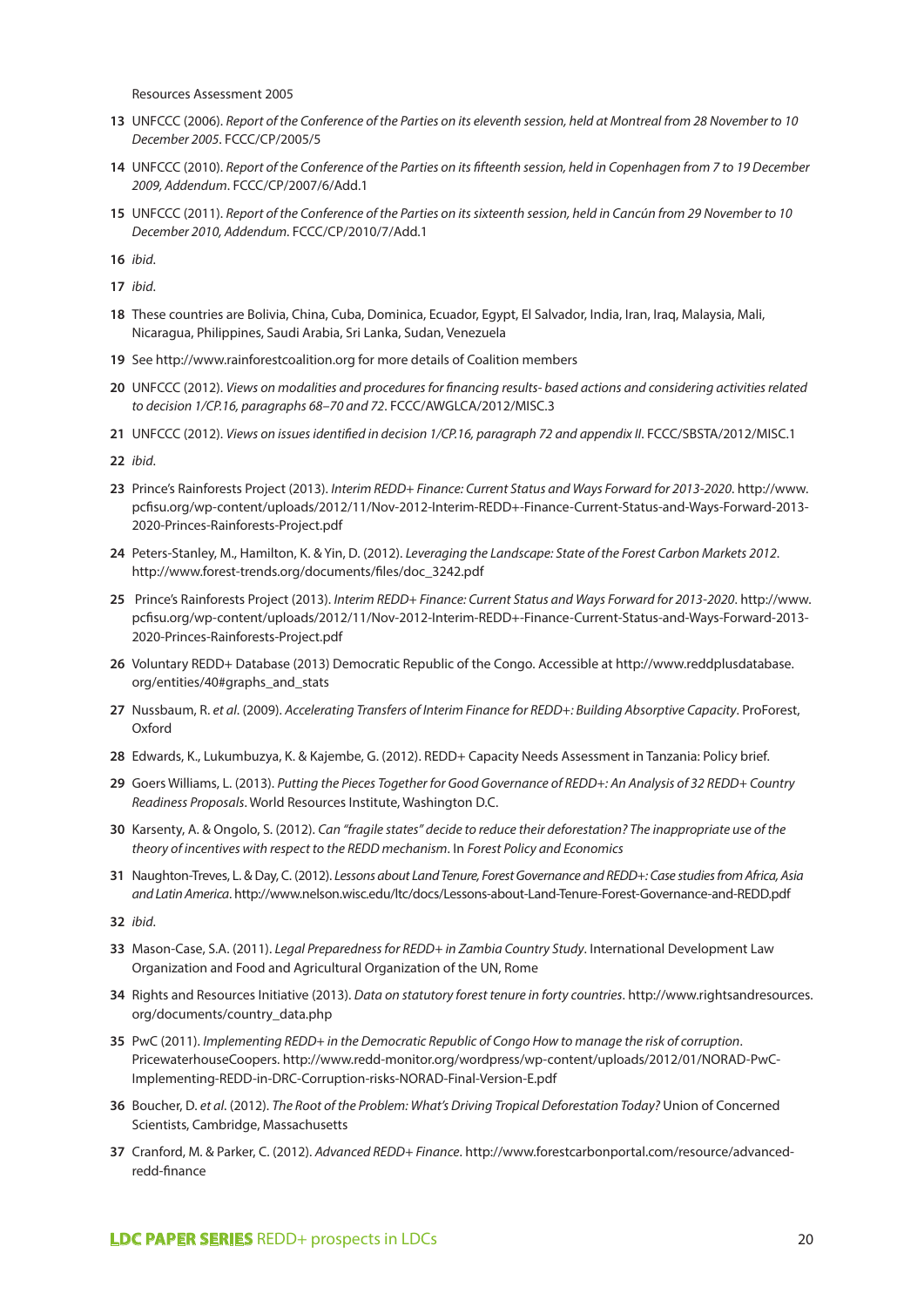Resources Assessment 2005

13 UNFCCC (2006). *Report of the Conference of the Parties on its eleventh session, held at Montreal from 28 November to 10 December 2005*. FCCC/CP/2005/5

14 UNFCCC (2010). *Report of the Conference of the Parties on its fifteenth session, held in Copenhagen from 7 to 19 December 2009, Addendum*. FCCC/CP/2007/6/Add.1

15 UNFCCC (2011). *Report of the Conference of the Parties on its sixteenth session, held in Cancún from 29 November to 10 December 2010, Addendum*. FCCC/CP/2010/7/Add.1

16 *ibid*.

17 *ibid*.

18 These countries are Bolivia, China, Cuba, Dominica, Ecuador, Egypt, El Salvador, India, Iran, Iraq, Malaysia, Mali, Nicaragua, Philippines, Saudi Arabia, Sri Lanka, Sudan, Venezuela

19 See http://www.rainforestcoalition.org for more details of Coalition members

20 UNFCCC (2012). *Views on modalities and procedures for financing results- based actions and considering activities related to decision 1/CP.16, paragraphs 68–70 and 72*. FCCC/AWGLCA/2012/MISC.3

21 UNFCCC (2012). *Views on issues identified in decision 1/CP.16, paragraph 72 and appendix II*. FCCC/SBSTA/2012/MISC.1

22 *ibid*.

23 Prince's Rainforests Project (2013). *Interim REDD+ Finance: Current Status and Ways Forward for 2013-2020*. http://www.pcfisu.org/wp-content/uploads/2012/11/Nov-2012-Interim-REDD+-Finance-Current-Status-and-Ways-Forward-2013-2020-Princes-Rainforests-Project.pdf

24 Peters-Stanley, M., Hamilton, K. & Yin, D. (2012). *Leveraging the Landscape: State of the Forest Carbon Markets 2012*. http://www.forest-trends.org/documents/files/doc_3242.pdf

25 Prince's Rainforests Project (2013). *Interim REDD+ Finance: Current Status and Ways Forward for 2013-2020*. http://www.pcfisu.org/wp-content/uploads/2012/11/Nov-2012-Interim-REDD+-Finance-Current-Status-and-Ways-Forward-2013-2020-Princes-Rainforests-Project.pdf

26 Voluntary REDD+ Database (2013) Democratic Republic of the Congo. Accessible at http://www.reddplusdatabase.org/entities/40#graphs_and_stats

27 Nussbaum, R. *et al*. (2009). *Accelerating Transfers of Interim Finance for REDD+: Building Absorptive Capacity*. ProForest, Oxford

28 Edwards, K., Lukumbuzya, K. & Kajembe, G. (2012). REDD+ Capacity Needs Assessment in Tanzania: Policy brief.

29 Goers Williams, L. (2013). *Putting the Pieces Together for Good Governance of REDD+: An Analysis of 32 REDD+ Country Readiness Proposals*. World Resources Institute, Washington D.C.

30 Karsenty, A. & Ongolo, S. (2012). *Can "fragile states" decide to reduce their deforestation? The inappropriate use of the theory of incentives with respect to the REDD mechanism*. In *Forest Policy and Economics*

31 Naughton-Treves, L. & Day, C. (2012). *Lessons about Land Tenure, Forest Governance and REDD+: Case studies from Africa, Asia and Latin America*. http://www.nelson.wisc.edu/ltc/docs/Lessons-about-Land-Tenure-Forest-Governance-and-REDD.pdf

32 *ibid*.

33 Mason-Case, S.A. (2011). *Legal Preparedness for REDD+ in Zambia Country Study*. International Development Law Organization and Food and Agricultural Organization of the UN, Rome

34 Rights and Resources Initiative (2013). *Data on statutory forest tenure in forty countries*. http://www.rightsandresources.org/documents/country_data.php

35 PwC (2011). *Implementing REDD+ in the Democratic Republic of Congo How to manage the risk of corruption*. PricewaterhouseCoopers. http://www.redd-monitor.org/wordpress/wp-content/uploads/2012/01/NORAD-PwC-Implementing-REDD-in-DRC-Corruption-risks-NORAD-Final-Version-E.pdf

36 Boucher, D. *et al*. (2012). *The Root of the Problem: What's Driving Tropical Deforestation Today?* Union of Concerned Scientists, Cambridge, Massachusetts

37 Cranford, M. & Parker, C. (2012). *Advanced REDD+ Finance*. http://www.forestcarbonportal.com/resource/advanced-redd-finance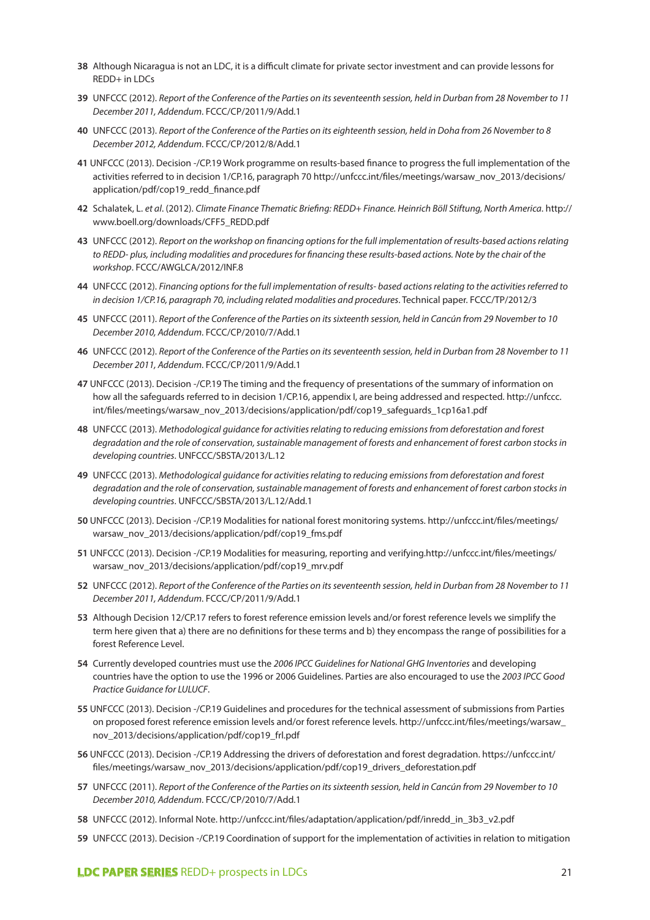**38** Although Nicaragua is not an LDC, it is a difficult climate for private sector investment and can provide lessons for REDD+ in LDCs

**39** UNFCCC (2012). *Report of the Conference of the Parties on its seventeenth session, held in Durban from 28 November to 11 December 2011, Addendum*. FCCC/CP/2011/9/Add.1

**40** UNFCCC (2013). *Report of the Conference of the Parties on its eighteenth session, held in Doha from 26 November to 8 December 2012, Addendum*. FCCC/CP/2012/8/Add.1

**41** UNFCCC (2013). Decision -/CP.19 Work programme on results-based finance to progress the full implementation of the activities referred to in decision 1/CP.16, paragraph 70 http://unfccc.int/files/meetings/warsaw_nov_2013/decisions/application/pdf/cop19_redd_finance.pdf

**42** Schalatek, L. *et al*. (2012). *Climate Finance Thematic Briefing: REDD+ Finance. Heinrich Böll Stiftung, North America*. http://www.boell.org/downloads/CFF5_REDD.pdf

**43** UNFCCC (2012). *Report on the workshop on financing options for the full implementation of results-based actions relating to REDD- plus, including modalities and procedures for financing these results-based actions. Note by the chair of the workshop*. FCCC/AWGLCA/2012/INF.8

**44** UNFCCC (2012). *Financing options for the full implementation of results- based actions relating to the activities referred to in decision 1/CP.16, paragraph 70, including related modalities and procedures*. Technical paper. FCCC/TP/2012/3

**45** UNFCCC (2011). *Report of the Conference of the Parties on its sixteenth session, held in Cancún from 29 November to 10 December 2010, Addendum*. FCCC/CP/2010/7/Add.1

**46** UNFCCC (2012). *Report of the Conference of the Parties on its seventeenth session, held in Durban from 28 November to 11 December 2011, Addendum*. FCCC/CP/2011/9/Add.1

**47** UNFCCC (2013). Decision -/CP.19 The timing and the frequency of presentations of the summary of information on how all the safeguards referred to in decision 1/CP.16, appendix I, are being addressed and respected. http://unfccc.int/files/meetings/warsaw_nov_2013/decisions/application/pdf/cop19_safeguards_1cp16a1.pdf

**48** UNFCCC (2013). *Methodological guidance for activities relating to reducing emissions from deforestation and forest degradation and the role of conservation, sustainable management of forests and enhancement of forest carbon stocks in developing countries*. UNFCCC/SBSTA/2013/L.12

**49** UNFCCC (2013). *Methodological guidance for activities relating to reducing emissions from deforestation and forest degradation and the role of conservation, sustainable management of forests and enhancement of forest carbon stocks in developing countries*. UNFCCC/SBSTA/2013/L.12/Add.1

**50** UNFCCC (2013). Decision -/CP.19 Modalities for national forest monitoring systems. http://unfccc.int/files/meetings/warsaw_nov_2013/decisions/application/pdf/cop19_fms.pdf

**51** UNFCCC (2013). Decision -/CP.19 Modalities for measuring, reporting and verifying.http://unfccc.int/files/meetings/warsaw_nov_2013/decisions/application/pdf/cop19_mrv.pdf

**52** UNFCCC (2012). *Report of the Conference of the Parties on its seventeenth session, held in Durban from 28 November to 11 December 2011, Addendum*. FCCC/CP/2011/9/Add.1

**53** Although Decision 12/CP.17 refers to forest reference emission levels and/or forest reference levels we simplify the term here given that a) there are no definitions for these terms and b) they encompass the range of possibilities for a forest Reference Level.

**54** Currently developed countries must use the *2006 IPCC Guidelines for National GHG Inventories* and developing countries have the option to use the 1996 or 2006 Guidelines. Parties are also encouraged to use the *2003 IPCC Good Practice Guidance for LULUCF*.

**55** UNFCCC (2013). Decision -/CP.19 Guidelines and procedures for the technical assessment of submissions from Parties on proposed forest reference emission levels and/or forest reference levels. http://unfccc.int/files/meetings/warsaw_nov_2013/decisions/application/pdf/cop19_frl.pdf

**56** UNFCCC (2013). Decision -/CP.19 Addressing the drivers of deforestation and forest degradation. https://unfccc.int/files/meetings/warsaw_nov_2013/decisions/application/pdf/cop19_drivers_deforestation.pdf

**57** UNFCCC (2011). *Report of the Conference of the Parties on its sixteenth session, held in Cancún from 29 November to 10 December 2010, Addendum*. FCCC/CP/2010/7/Add.1

**58** UNFCCC (2012). Informal Note. http://unfccc.int/files/adaptation/application/pdf/inredd_in_3b3_v2.pdf

**59** UNFCCC (2013). Decision -/CP.19 Coordination of support for the implementation of activities in relation to mitigation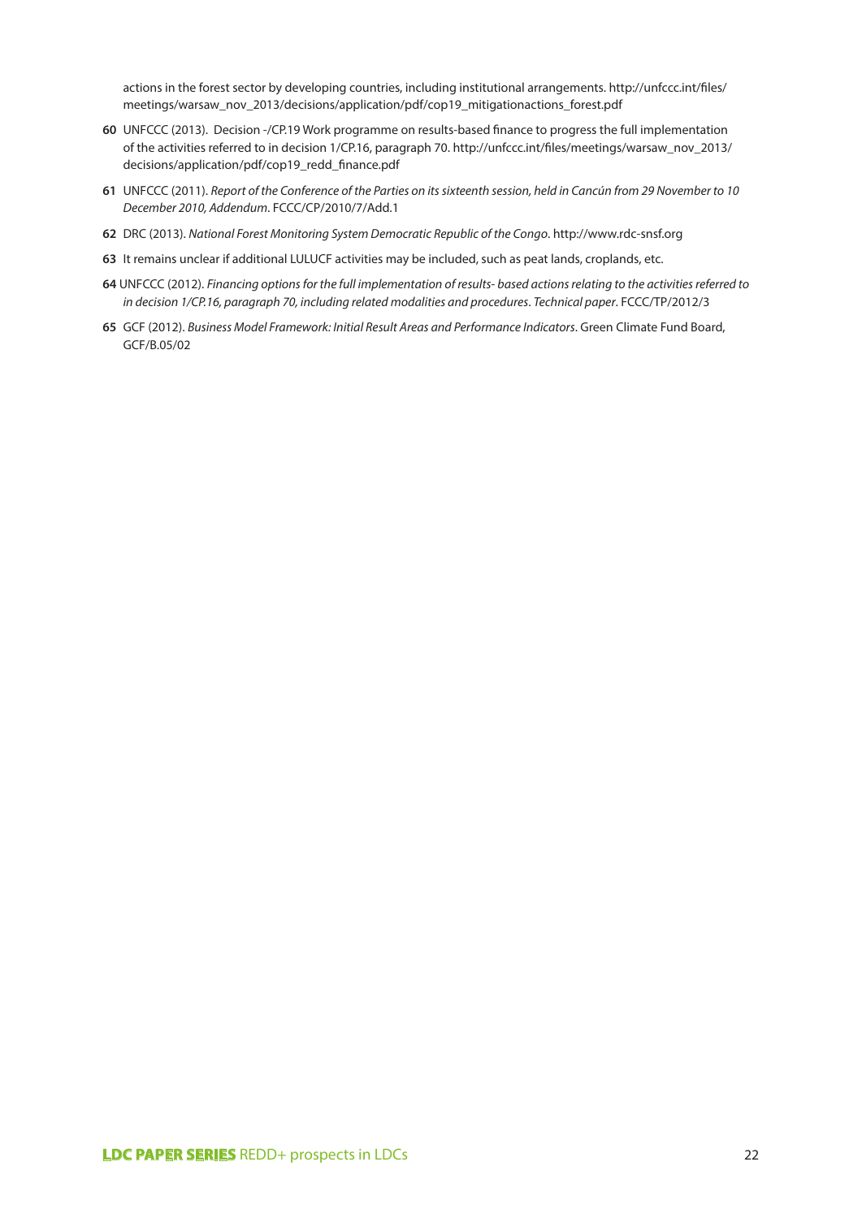actions in the forest sector by developing countries, including institutional arrangements. http://unfccc.int/files/meetings/warsaw_nov_2013/decisions/application/pdf/cop19_mitigationactions_forest.pdf

**60** UNFCCC (2013). Decision -/CP.19 Work programme on results-based finance to progress the full implementation of the activities referred to in decision 1/CP.16, paragraph 70. http://unfccc.int/files/meetings/warsaw_nov_2013/decisions/application/pdf/cop19_redd_finance.pdf

**61** UNFCCC (2011). *Report of the Conference of the Parties on its sixteenth session, held in Cancún from 29 November to 10 December 2010, Addendum*. FCCC/CP/2010/7/Add.1

**62** DRC (2013). *National Forest Monitoring System Democratic Republic of the Congo*. http://www.rdc-snsf.org

**63** It remains unclear if additional LULUCF activities may be included, such as peat lands, croplands, etc.

**64** UNFCCC (2012). *Financing options for the full implementation of results- based actions relating to the activities referred to in decision 1/CP.16, paragraph 70, including related modalities and procedures*. *Technical paper*. FCCC/TP/2012/3

**65** GCF (2012). *Business Model Framework: Initial Result Areas and Performance Indicators*. Green Climate Fund Board, GCF/B.05/02